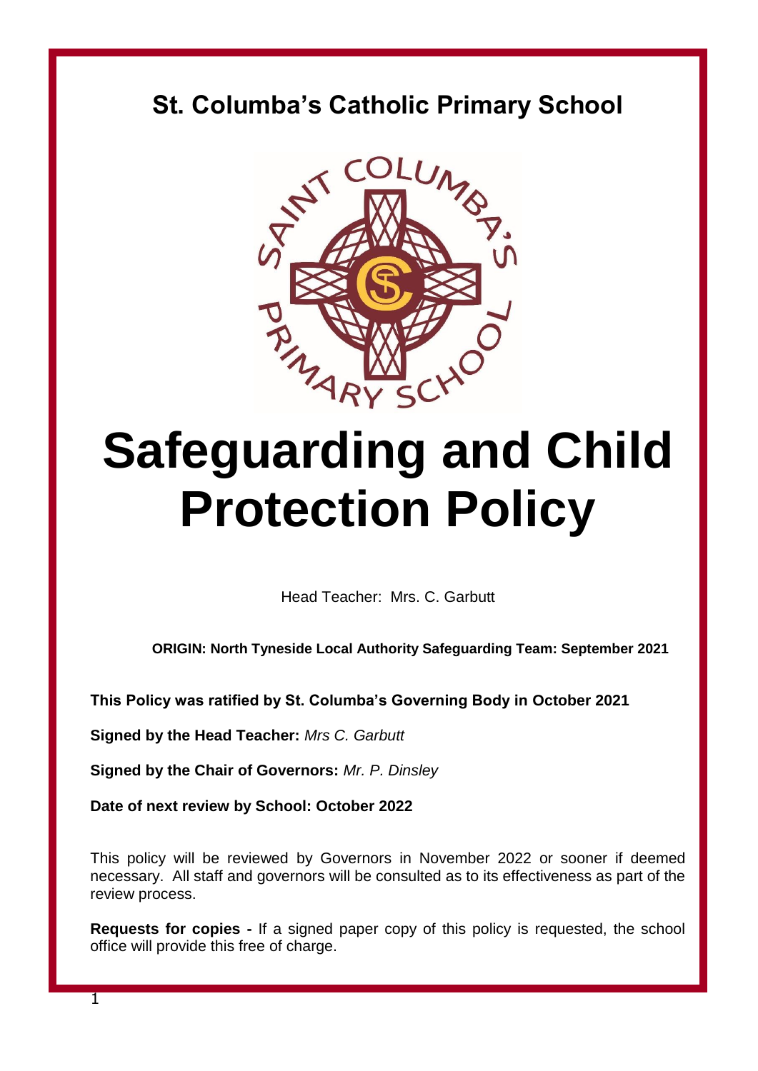# St. Columba's Catholic Primary School

# Safeguarding and Child Protection Policy

Head Teacher: Mrs. C. Garbutt

**ORIGIN: North Tyneside Local Authority Safeguarding Team: September 2021**

**This Policy was ratified by St. Columba's Governing Body in October 2021**

**Signed by the Head Teacher:** *Mrs C. Garbutt*

**Signed by the Chair of Governors:** *Mr. P. Dinsley*

**Date of next review by School: October 2022**

This policy will be reviewed by Governors in November 2022 or sooner if deemed necessary. All staff and governors will be consulted as to its effectiveness as part of the review process.

**Requests for copies -** If a signed paper copy of this policy is requested, the school office will provide this free of charge.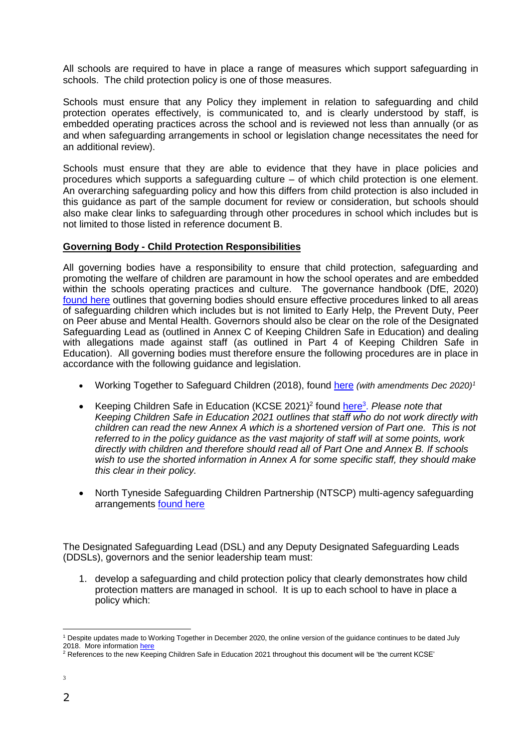All schools are required to have in place a range of measures which support safeguarding in schools. The child protection policy is one of those measures.

Schools must ensure that any Policy they implement in relation to safeguarding and child protection operates effectively, is communicated to, and is clearly understood by staff, is embedded operating practices across the school and is reviewed not less than annually (or as and when safeguarding arrangements in school or legislation change necessitates the need for an additional review).

Schools must ensure that they are able to evidence that they have in place policies and procedures which supports a safeguarding culture – of which child protection is one element. An overarching safeguarding policy and how this differs from child protection is also included in this guidance as part of the sample document for review or consideration, but schools should also make clear links to safeguarding through other procedures in school which includes but is not limited to those listed in reference document B.

**Governing Body - Child Protection Responsibilities**

All governing bodies have a responsibility to ensure that child protection, safeguarding and promoting the welfare of children are paramount in how the school operates and are embedded within the schools operating practices and culture. The governance handbook (DfE, 2020) found here outlines that governing bodies should ensure effective procedures linked to all areas of safeguarding children which includes but is not limited to Early Help, the Prevent Duty, Peer on Peer abuse and Mental Health. Governors should also be clear on the role of the Designated Safeguarding Lead as (outlined in Annex C of Keeping Children Safe in Education) and dealing with allegations made against staff (as outlined in Part 4 of Keeping Children Safe in Education). All governing bodies must therefore ensure the following procedures are in place in accordance with the following guidance and legislation.

- Working Together to Safeguard Children (2018), found here *(with amendments Dec 2020)*[1]
- Keeping Children Safe in Education (KCSE 2021)[2] found here[3]. *Please note that Keeping Children Safe in Education 2021 outlines that staff who do not work directly with children can read the new Annex A which is a shortened version of Part one. This is not referred to in the policy guidance as the vast majority of staff will at some points, work directly with children and therefore should read all of Part One and Annex B. If schools wish to use the shorted information in Annex A for some specific staff, they should make this clear in their policy.*
- North Tyneside Safeguarding Children Partnership (NTSCP) multi-agency safeguarding arrangements found here

The Designated Safeguarding Lead (DSL) and any Deputy Designated Safeguarding Leads (DDSLs), governors and the senior leadership team must:

1. develop a safeguarding and child protection policy that clearly demonstrates how child protection matters are managed in school. It is up to each school to have in place a policy which:

[1] Despite updates made to Working Together in December 2020, the online version of the guidance continues to be dated July 2018. More information here

[2] References to the new Keeping Children Safe in Education 2021 throughout this document will be 'the current KCSE'

[3]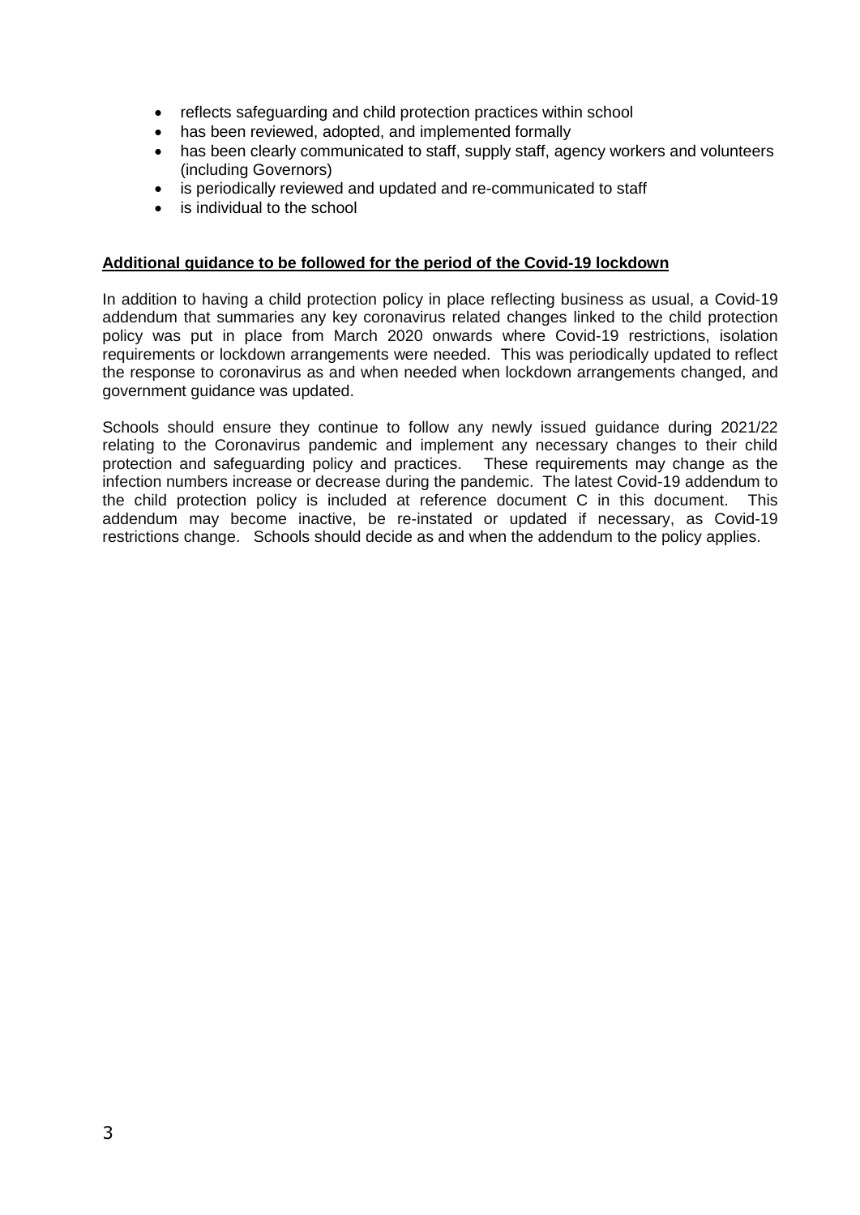- reflects safeguarding and child protection practices within school
- has been reviewed, adopted, and implemented formally
- has been clearly communicated to staff, supply staff, agency workers and volunteers (including Governors)
- is periodically reviewed and updated and re-communicated to staff
- is individual to the school

**Additional guidance to be followed for the period of the Covid-19 lockdown**

In addition to having a child protection policy in place reflecting business as usual, a Covid-19 addendum that summaries any key coronavirus related changes linked to the child protection policy was put in place from March 2020 onwards where Covid-19 restrictions, isolation requirements or lockdown arrangements were needed. This was periodically updated to reflect the response to coronavirus as and when needed when lockdown arrangements changed, and government guidance was updated.

Schools should ensure they continue to follow any newly issued guidance during 2021/22 relating to the Coronavirus pandemic and implement any necessary changes to their child protection and safeguarding policy and practices. These requirements may change as the infection numbers increase or decrease during the pandemic. The latest Covid-19 addendum to the child protection policy is included at reference document C in this document. This addendum may become inactive, be re-instated or updated if necessary, as Covid-19 restrictions change. Schools should decide as and when the addendum to the policy applies.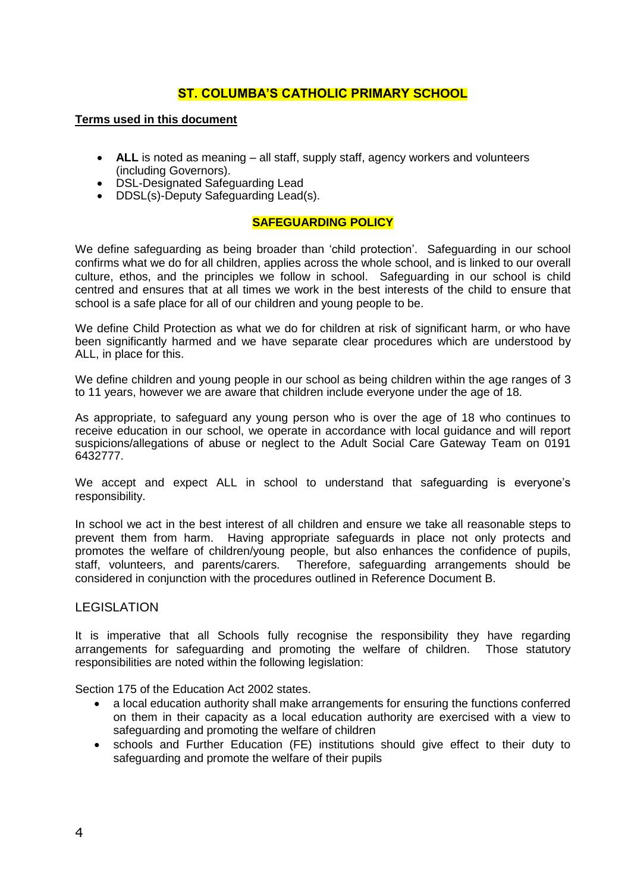## ST. COLUMBA'S CATHOLIC PRIMARY SCHOOL

**Terms used in this document**

- **ALL** is noted as meaning – all staff, supply staff, agency workers and volunteers (including Governors).
- DSL-Designated Safeguarding Lead
- DDSL(s)-Deputy Safeguarding Lead(s).

## SAFEGUARDING POLICY

We define safeguarding as being broader than 'child protection'. Safeguarding in our school confirms what we do for all children, applies across the whole school, and is linked to our overall culture, ethos, and the principles we follow in school. Safeguarding in our school is child centred and ensures that at all times we work in the best interests of the child to ensure that school is a safe place for all of our children and young people to be.

We define Child Protection as what we do for children at risk of significant harm, or who have been significantly harmed and we have separate clear procedures which are understood by ALL, in place for this.

We define children and young people in our school as being children within the age ranges of 3 to 11 years, however we are aware that children include everyone under the age of 18.

As appropriate, to safeguard any young person who is over the age of 18 who continues to receive education in our school, we operate in accordance with local guidance and will report suspicions/allegations of abuse or neglect to the Adult Social Care Gateway Team on 0191 6432777.

We accept and expect ALL in school to understand that safeguarding is everyone's responsibility.

In school we act in the best interest of all children and ensure we take all reasonable steps to prevent them from harm. Having appropriate safeguards in place not only protects and promotes the welfare of children/young people, but also enhances the confidence of pupils, staff, volunteers, and parents/carers. Therefore, safeguarding arrangements should be considered in conjunction with the procedures outlined in Reference Document B.

## LEGISLATION

It is imperative that all Schools fully recognise the responsibility they have regarding arrangements for safeguarding and promoting the welfare of children. Those statutory responsibilities are noted within the following legislation:

Section 175 of the Education Act 2002 states.

- a local education authority shall make arrangements for ensuring the functions conferred on them in their capacity as a local education authority are exercised with a view to safeguarding and promoting the welfare of children
- schools and Further Education (FE) institutions should give effect to their duty to safeguarding and promote the welfare of their pupils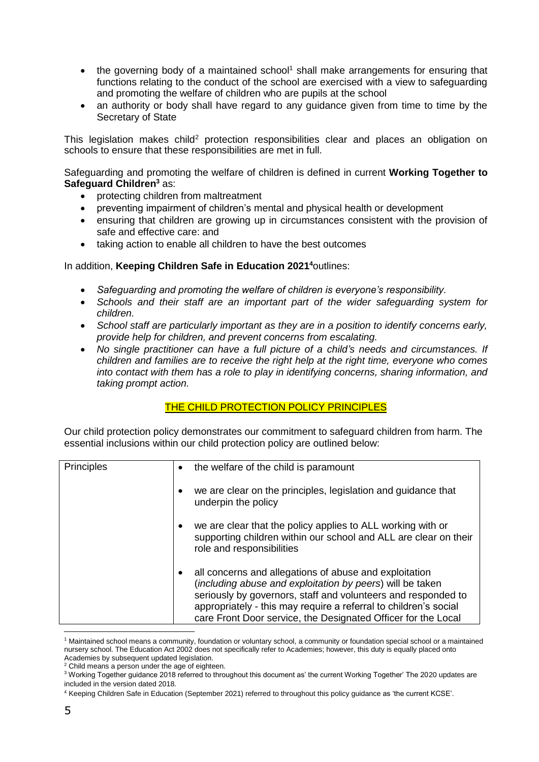- the governing body of a maintained school[1] shall make arrangements for ensuring that functions relating to the conduct of the school are exercised with a view to safeguarding and promoting the welfare of children who are pupils at the school
- an authority or body shall have regard to any guidance given from time to time by the Secretary of State

This legislation makes child[2] protection responsibilities clear and places an obligation on schools to ensure that these responsibilities are met in full.

Safeguarding and promoting the welfare of children is defined in current **Working Together to Safeguard Children[3]** as:

- protecting children from maltreatment
- preventing impairment of children's mental and physical health or development
- ensuring that children are growing up in circumstances consistent with the provision of safe and effective care: and
- taking action to enable all children to have the best outcomes

In addition, **Keeping Children Safe in Education 2021[4]** outlines:

- *Safeguarding and promoting the welfare of children is everyone's responsibility.*
- *Schools and their staff are an important part of the wider safeguarding system for children.*
- *School staff are particularly important as they are in a position to identify concerns early, provide help for children, and prevent concerns from escalating.*
- *No single practitioner can have a full picture of a child's needs and circumstances. If children and families are to receive the right help at the right time, everyone who comes into contact with them has a role to play in identifying concerns, sharing information, and taking prompt action.*

## THE CHILD PROTECTION POLICY PRINCIPLES

Our child protection policy demonstrates our commitment to safeguard children from harm. The essential inclusions within our child protection policy are outlined below:

| Principles | |
|---|---|
| | • the welfare of the child is paramount |
| | • we are clear on the principles, legislation and guidance that underpin the policy |
| | • we are clear that the policy applies to ALL working with or supporting children within our school and ALL are clear on their role and responsibilities |
| | • all concerns and allegations of abuse and exploitation (*including abuse and exploitation by peers*) will be taken seriously by governors, staff and volunteers and responded to appropriately - this may require a referral to children's social care Front Door service, the Designated Officer for the Local |

[1] Maintained school means a community, foundation or voluntary school, a community or foundation special school or a maintained nursery school. The Education Act 2002 does not specifically refer to Academies; however, this duty is equally placed onto Academies by subsequent updated legislation.

[2] Child means a person under the age of eighteen.

[3] Working Together guidance 2018 referred to throughout this document as' the current Working Together' The 2020 updates are included in the version dated 2018.

[4] Keeping Children Safe in Education (September 2021) referred to throughout this policy guidance as 'the current KCSE'.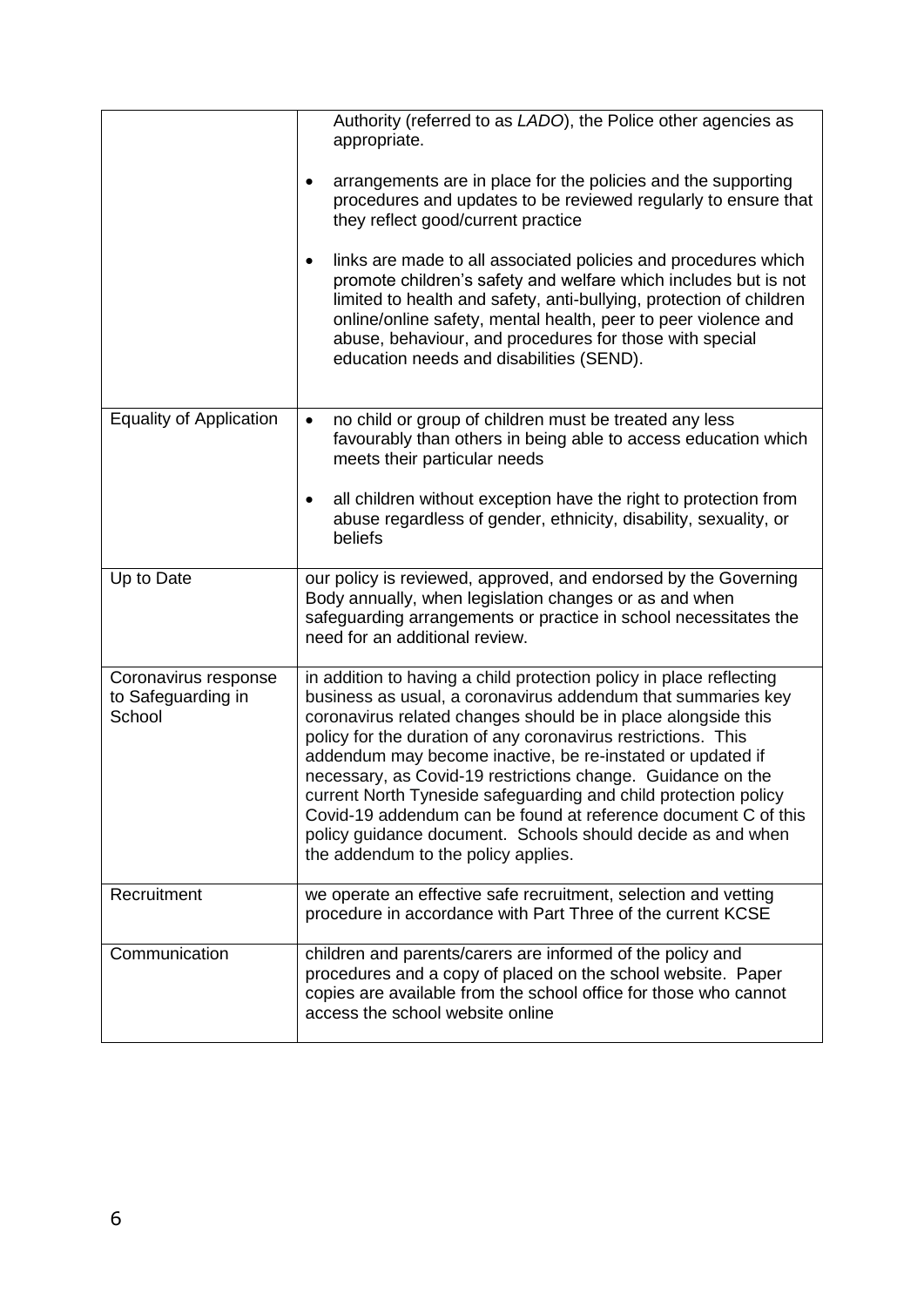| | |
|---|---|
| | Authority (referred to as *LADO*), the Police other agencies as appropriate.<br><br>• arrangements are in place for the policies and the supporting procedures and updates to be reviewed regularly to ensure that they reflect good/current practice<br><br>• links are made to all associated policies and procedures which promote children's safety and welfare which includes but is not limited to health and safety, anti-bullying, protection of children online/online safety, mental health, peer to peer violence and abuse, behaviour, and procedures for those with special education needs and disabilities (SEND). |
| Equality of Application | • no child or group of children must be treated any less favourably than others in being able to access education which meets their particular needs<br><br>• all children without exception have the right to protection from abuse regardless of gender, ethnicity, disability, sexuality, or beliefs |
| Up to Date | our policy is reviewed, approved, and endorsed by the Governing Body annually, when legislation changes or as and when safeguarding arrangements or practice in school necessitates the need for an additional review. |
| Coronavirus response to Safeguarding in School | in addition to having a child protection policy in place reflecting business as usual, a coronavirus addendum that summaries key coronavirus related changes should be in place alongside this policy for the duration of any coronavirus restrictions. This addendum may become inactive, be re-instated or updated if necessary, as Covid-19 restrictions change. Guidance on the current North Tyneside safeguarding and child protection policy Covid-19 addendum can be found at reference document C of this policy guidance document. Schools should decide as and when the addendum to the policy applies. |
| Recruitment | we operate an effective safe recruitment, selection and vetting procedure in accordance with Part Three of the current KCSE |
| Communication | children and parents/carers are informed of the policy and procedures and a copy of placed on the school website. Paper copies are available from the school office for those who cannot access the school website online |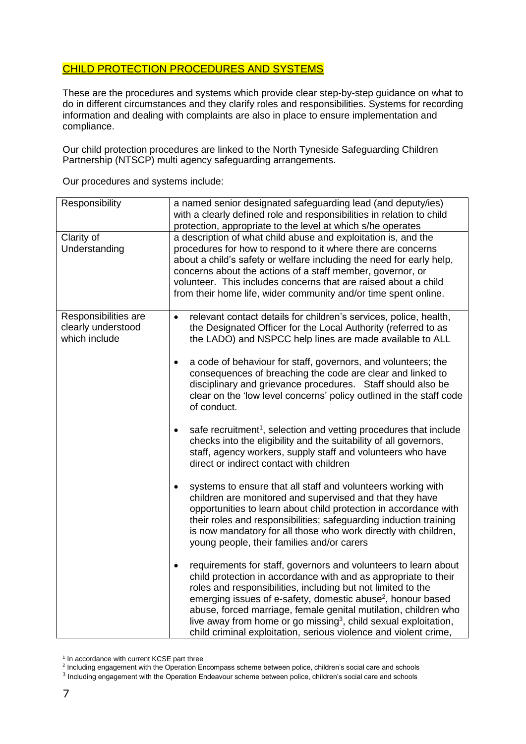## CHILD PROTECTION PROCEDURES AND SYSTEMS

These are the procedures and systems which provide clear step-by-step guidance on what to do in different circumstances and they clarify roles and responsibilities. Systems for recording information and dealing with complaints are also in place to ensure implementation and compliance.

Our child protection procedures are linked to the North Tyneside Safeguarding Children Partnership (NTSCP) multi agency safeguarding arrangements.

Our procedures and systems include:

| | |
|---|---|
| Responsibility | a named senior designated safeguarding lead (and deputy/ies) with a clearly defined role and responsibilities in relation to child protection, appropriate to the level at which s/he operates |
| Clarity of Understanding | a description of what child abuse and exploitation is, and the procedures for how to respond to it where there are concerns about a child's safety or welfare including the need for early help, concerns about the actions of a staff member, governor, or volunteer. This includes concerns that are raised about a child from their home life, wider community and/or time spent online. |
| Responsibilities are clearly understood which include | <ul><li>relevant contact details for children's services, police, health, the Designated Officer for the Local Authority (referred to as the LADO) and NSPCC help lines are made available to ALL</li><li>a code of behaviour for staff, governors, and volunteers; the consequences of breaching the code are clear and linked to disciplinary and grievance procedures. Staff should also be clear on the 'low level concerns' policy outlined in the staff code of conduct.</li><li>safe recruitment[1], selection and vetting procedures that include checks into the eligibility and the suitability of all governors, staff, agency workers, supply staff and volunteers who have direct or indirect contact with children</li><li>systems to ensure that all staff and volunteers working with children are monitored and supervised and that they have opportunities to learn about child protection in accordance with their roles and responsibilities; safeguarding induction training is now mandatory for all those who work directly with children, young people, their families and/or carers</li><li>requirements for staff, governors and volunteers to learn about child protection in accordance with and as appropriate to their roles and responsibilities, including but not limited to the emerging issues of e-safety, domestic abuse[2], honour based abuse, forced marriage, female genital mutilation, children who live away from home or go missing[3], child sexual exploitation, child criminal exploitation, serious violence and violent crime,</li></ul> |

[1] In accordance with current KCSE part three

[2] Including engagement with the Operation Encompass scheme between police, children's social care and schools

[3] Including engagement with the Operation Endeavour scheme between police, children's social care and schools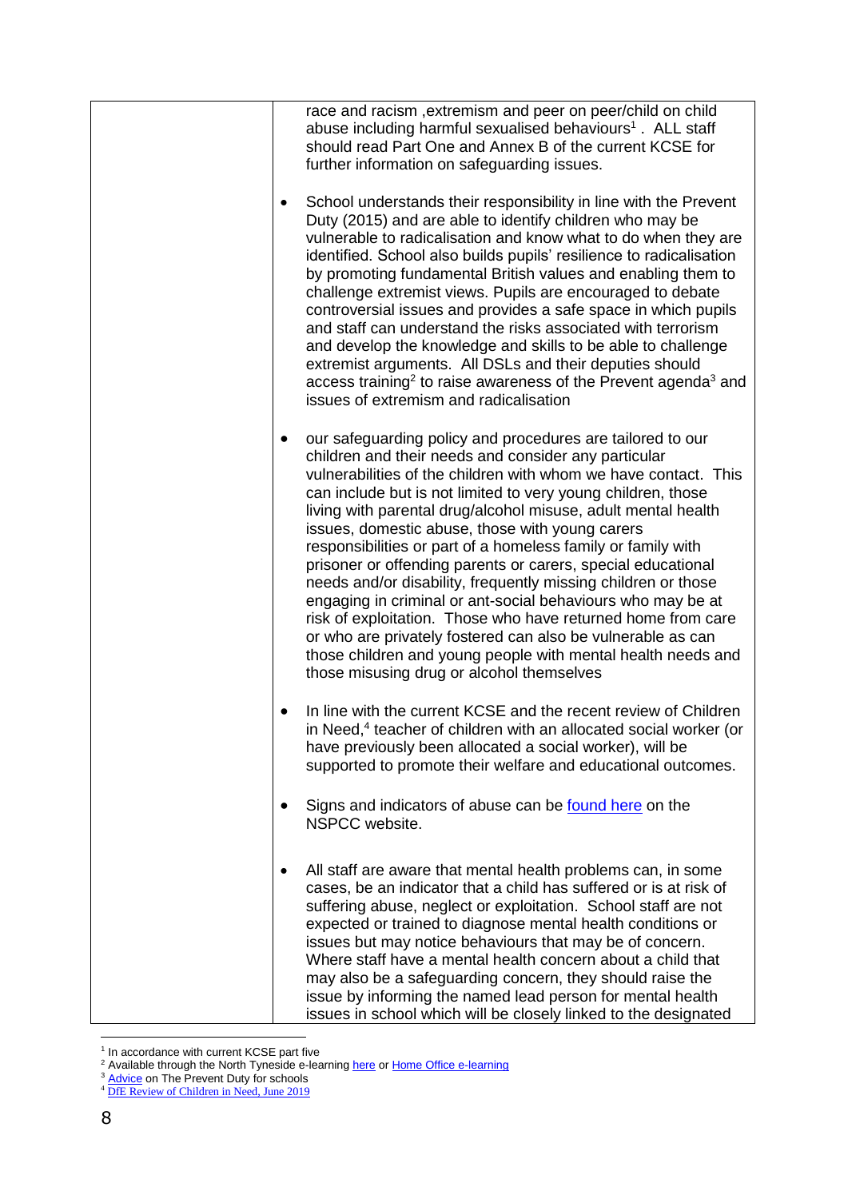| | race and racism ,extremism and peer on peer/child on child abuse including harmful sexualised behaviours[1] . ALL staff should read Part One and Annex B of the current KCSE for further information on safeguarding issues.<br><br>• School understands their responsibility in line with the Prevent Duty (2015) and are able to identify children who may be vulnerable to radicalisation and know what to do when they are identified. School also builds pupils' resilience to radicalisation by promoting fundamental British values and enabling them to challenge extremist views. Pupils are encouraged to debate controversial issues and provides a safe space in which pupils and staff can understand the risks associated with terrorism and develop the knowledge and skills to be able to challenge extremist arguments. All DSLs and their deputies should access training[2] to raise awareness of the Prevent agenda[3] and issues of extremism and radicalisation<br><br>• our safeguarding policy and procedures are tailored to our children and their needs and consider any particular vulnerabilities of the children with whom we have contact. This can include but is not limited to very young children, those living with parental drug/alcohol misuse, adult mental health issues, domestic abuse, those with young carers responsibilities or part of a homeless family or family with prisoner or offending parents or carers, special educational needs and/or disability, frequently missing children or those engaging in criminal or ant-social behaviours who may be at risk of exploitation. Those who have returned home from care or who are privately fostered can also be vulnerable as can those children and young people with mental health needs and those misusing drug or alcohol themselves<br><br>• In line with the current KCSE and the recent review of Children in Need,[4] teacher of children with an allocated social worker (or have previously been allocated a social worker), will be supported to promote their welfare and educational outcomes.<br><br>• Signs and indicators of abuse can be found here on the NSPCC website.<br><br>• All staff are aware that mental health problems can, in some cases, be an indicator that a child has suffered or is at risk of suffering abuse, neglect or exploitation. School staff are not expected or trained to diagnose mental health conditions or issues but may notice behaviours that may be of concern. Where staff have a mental health concern about a child that may also be a safeguarding concern, they should raise the issue by informing the named lead person for mental health issues in school which will be closely linked to the designated |

[1] In accordance with current KCSE part five
[2] Available through the North Tyneside e-learning here or Home Office e-learning
[3] Advice on The Prevent Duty for schools
[4] DfE Review of Children in Need, June 2019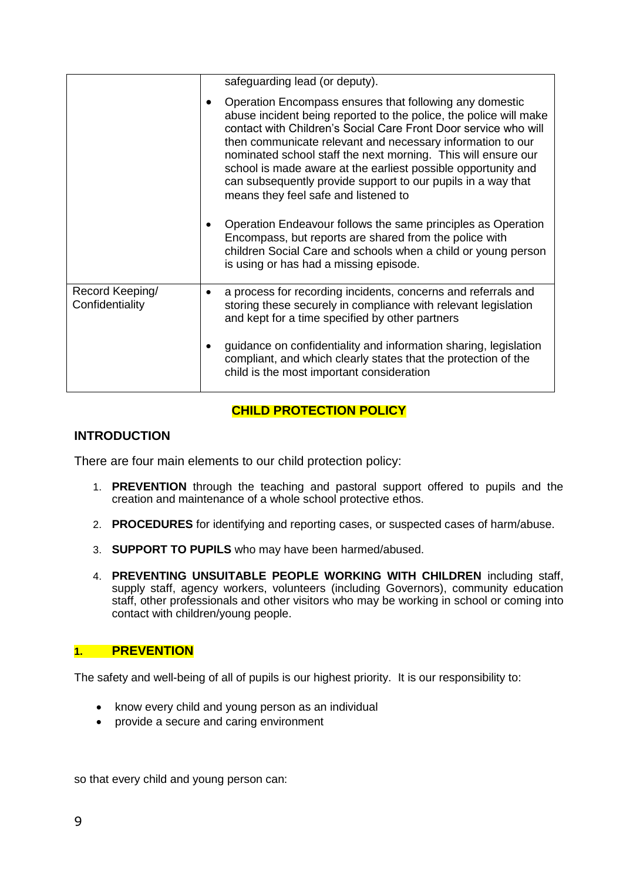| | |
|---|---|
| | safeguarding lead (or deputy).<br><br>• Operation Encompass ensures that following any domestic abuse incident being reported to the police, the police will make contact with Children's Social Care Front Door service who will then communicate relevant and necessary information to our nominated school staff the next morning. This will ensure our school is made aware at the earliest possible opportunity and can subsequently provide support to our pupils in a way that means they feel safe and listened to<br><br>• Operation Endeavour follows the same principles as Operation Encompass, but reports are shared from the police with children Social Care and schools when a child or young person is using or has had a missing episode. |
| Record Keeping/ Confidentiality | • a process for recording incidents, concerns and referrals and storing these securely in compliance with relevant legislation and kept for a time specified by other partners<br><br>• guidance on confidentiality and information sharing, legislation compliant, and which clearly states that the protection of the child is the most important consideration |

## CHILD PROTECTION POLICY

### INTRODUCTION

There are four main elements to our child protection policy:

1. **PREVENTION** through the teaching and pastoral support offered to pupils and the creation and maintenance of a whole school protective ethos.
2. **PROCEDURES** for identifying and reporting cases, or suspected cases of harm/abuse.
3. **SUPPORT TO PUPILS** who may have been harmed/abused.
4. **PREVENTING UNSUITABLE PEOPLE WORKING WITH CHILDREN** including staff, supply staff, agency workers, volunteers (including Governors), community education staff, other professionals and other visitors who may be working in school or coming into contact with children/young people.

### 1. PREVENTION

The safety and well-being of all of pupils is our highest priority. It is our responsibility to:

- know every child and young person as an individual
- provide a secure and caring environment

so that every child and young person can: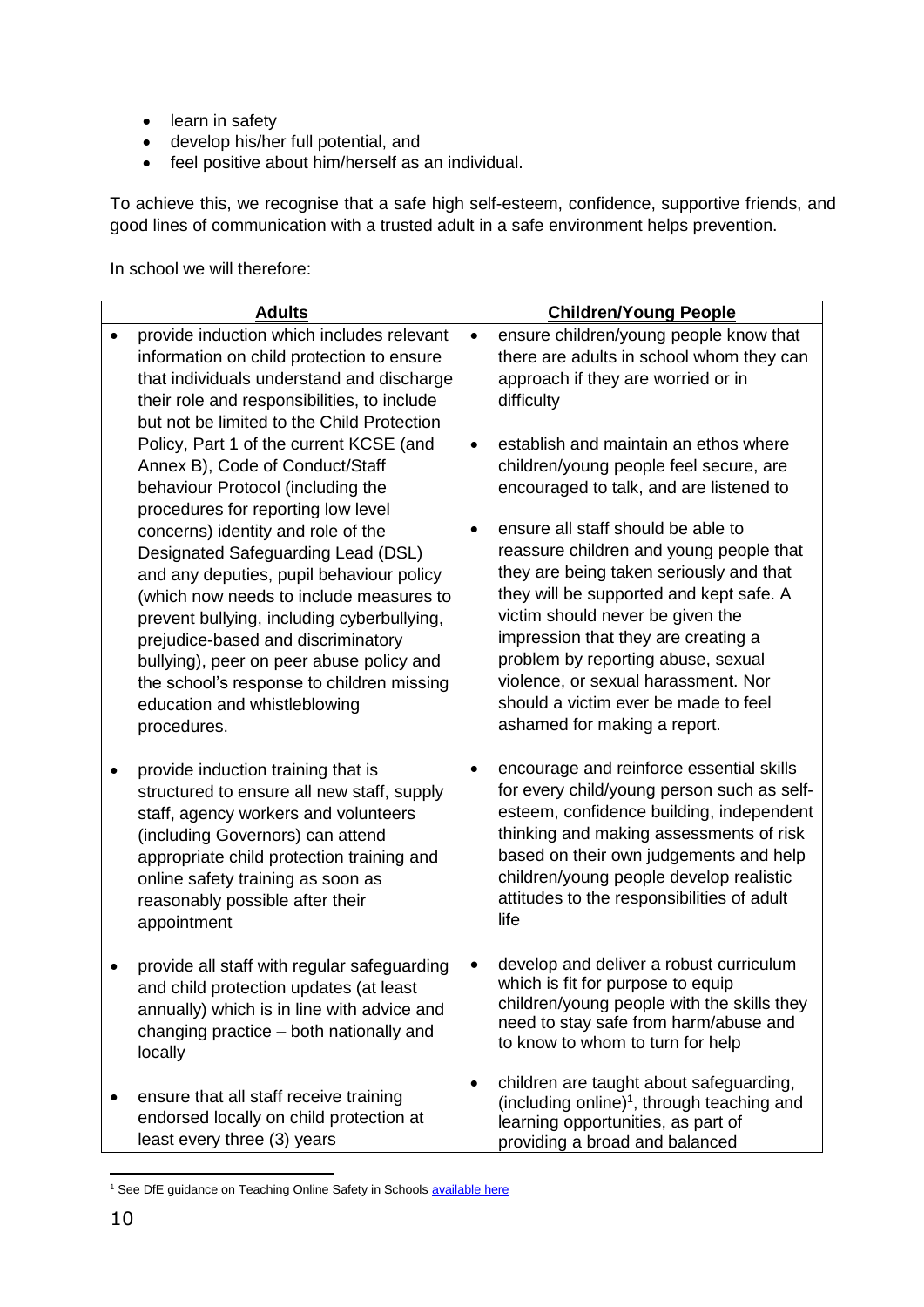- learn in safety
- develop his/her full potential, and
- feel positive about him/herself as an individual.

To achieve this, we recognise that a safe high self-esteem, confidence, supportive friends, and good lines of communication with a trusted adult in a safe environment helps prevention.

In school we will therefore:

| **Adults** | **Children/Young People** |
|---|---|
| • provide induction which includes relevant information on child protection to ensure that individuals understand and discharge their role and responsibilities, to include but not be limited to the Child Protection Policy, Part 1 of the current KCSE (and Annex B), Code of Conduct/Staff behaviour Protocol (including the procedures for reporting low level concerns) identity and role of the Designated Safeguarding Lead (DSL) and any deputies, pupil behaviour policy (which now needs to include measures to prevent bullying, including cyberbullying, prejudice-based and discriminatory bullying), peer on peer abuse policy and the school's response to children missing education and whistleblowing procedures.<br><br>• provide induction training that is structured to ensure all new staff, supply staff, agency workers and volunteers (including Governors) can attend appropriate child protection training and online safety training as soon as reasonably possible after their appointment<br><br>• provide all staff with regular safeguarding and child protection updates (at least annually) which is in line with advice and changing practice – both nationally and locally<br><br>• ensure that all staff receive training endorsed locally on child protection at least every three (3) years | • ensure children/young people know that there are adults in school whom they can approach if they are worried or in difficulty<br><br>• establish and maintain an ethos where children/young people feel secure, are encouraged to talk, and are listened to<br><br>• ensure all staff should be able to reassure children and young people that they are being taken seriously and that they will be supported and kept safe. A victim should never be given the impression that they are creating a problem by reporting abuse, sexual violence, or sexual harassment. Nor should a victim ever be made to feel ashamed for making a report.<br><br>• encourage and reinforce essential skills for every child/young person such as self-esteem, confidence building, independent thinking and making assessments of risk based on their own judgements and help children/young people develop realistic attitudes to the responsibilities of adult life<br><br>• develop and deliver a robust curriculum which is fit for purpose to equip children/young people with the skills they need to stay safe from harm/abuse and to know to whom to turn for help<br><br>• children are taught about safeguarding, (including online)[1], through teaching and learning opportunities, as part of providing a broad and balanced |

[1] See DfE guidance on Teaching Online Safety in Schools [available here]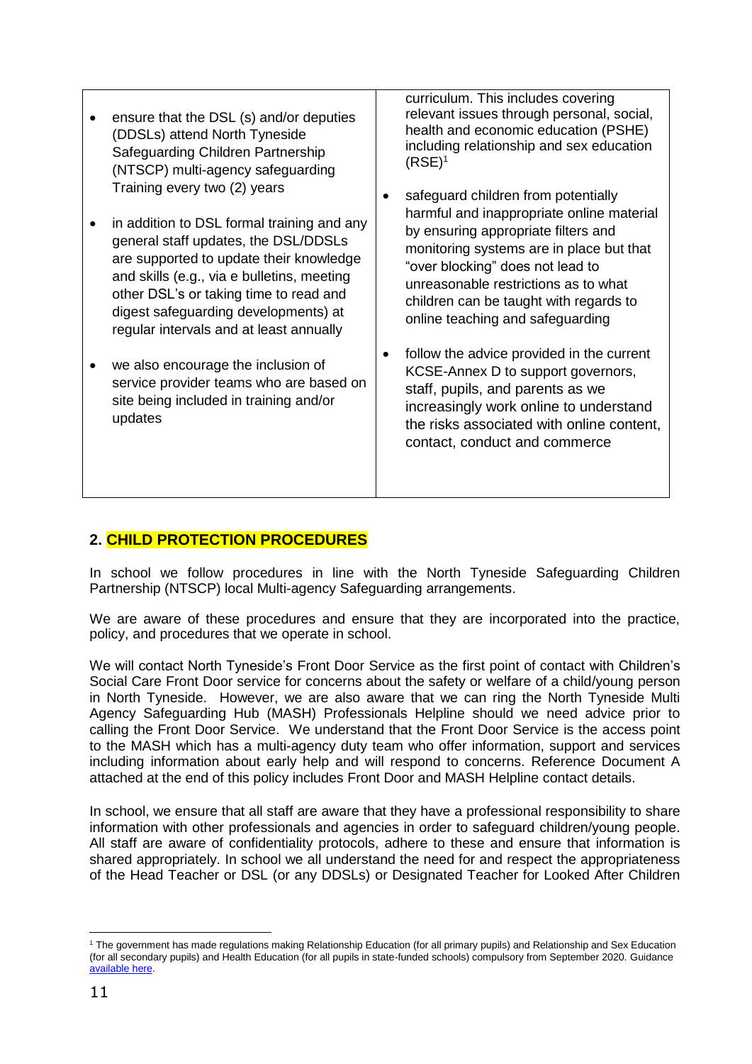| | |
|---|---|
| • ensure that the DSL (s) and/or deputies (DDSLs) attend North Tyneside Safeguarding Children Partnership (NTSCP) multi-agency safeguarding Training every two (2) years<br><br>• in addition to DSL formal training and any general staff updates, the DSL/DDSLs are supported to update their knowledge and skills (e.g., via e bulletins, meeting other DSL's or taking time to read and digest safeguarding developments) at regular intervals and at least annually<br><br>• we also encourage the inclusion of service provider teams who are based on site being included in training and/or updates | curriculum. This includes covering relevant issues through personal, social, health and economic education (PSHE) including relationship and sex education (RSE)[1]<br><br>• safeguard children from potentially harmful and inappropriate online material by ensuring appropriate filters and monitoring systems are in place but that "over blocking" does not lead to unreasonable restrictions as to what children can be taught with regards to online teaching and safeguarding<br><br>• follow the advice provided in the current KCSE-Annex D to support governors, staff, pupils, and parents as we increasingly work online to understand the risks associated with online content, contact, conduct and commerce |

## 2. CHILD PROTECTION PROCEDURES

In school we follow procedures in line with the North Tyneside Safeguarding Children Partnership (NTSCP) local Multi-agency Safeguarding arrangements.

We are aware of these procedures and ensure that they are incorporated into the practice, policy, and procedures that we operate in school.

We will contact North Tyneside's Front Door Service as the first point of contact with Children's Social Care Front Door service for concerns about the safety or welfare of a child/young person in North Tyneside. However, we are also aware that we can ring the North Tyneside Multi Agency Safeguarding Hub (MASH) Professionals Helpline should we need advice prior to calling the Front Door Service. We understand that the Front Door Service is the access point to the MASH which has a multi-agency duty team who offer information, support and services including information about early help and will respond to concerns. Reference Document A attached at the end of this policy includes Front Door and MASH Helpline contact details.

In school, we ensure that all staff are aware that they have a professional responsibility to share information with other professionals and agencies in order to safeguard children/young people. All staff are aware of confidentiality protocols, adhere to these and ensure that information is shared appropriately. In school we all understand the need for and respect the appropriateness of the Head Teacher or DSL (or any DDSLs) or Designated Teacher for Looked After Children

---

[1] The government has made regulations making Relationship Education (for all primary pupils) and Relationship and Sex Education (for all secondary pupils) and Health Education (for all pupils in state-funded schools) compulsory from September 2020. Guidance available here.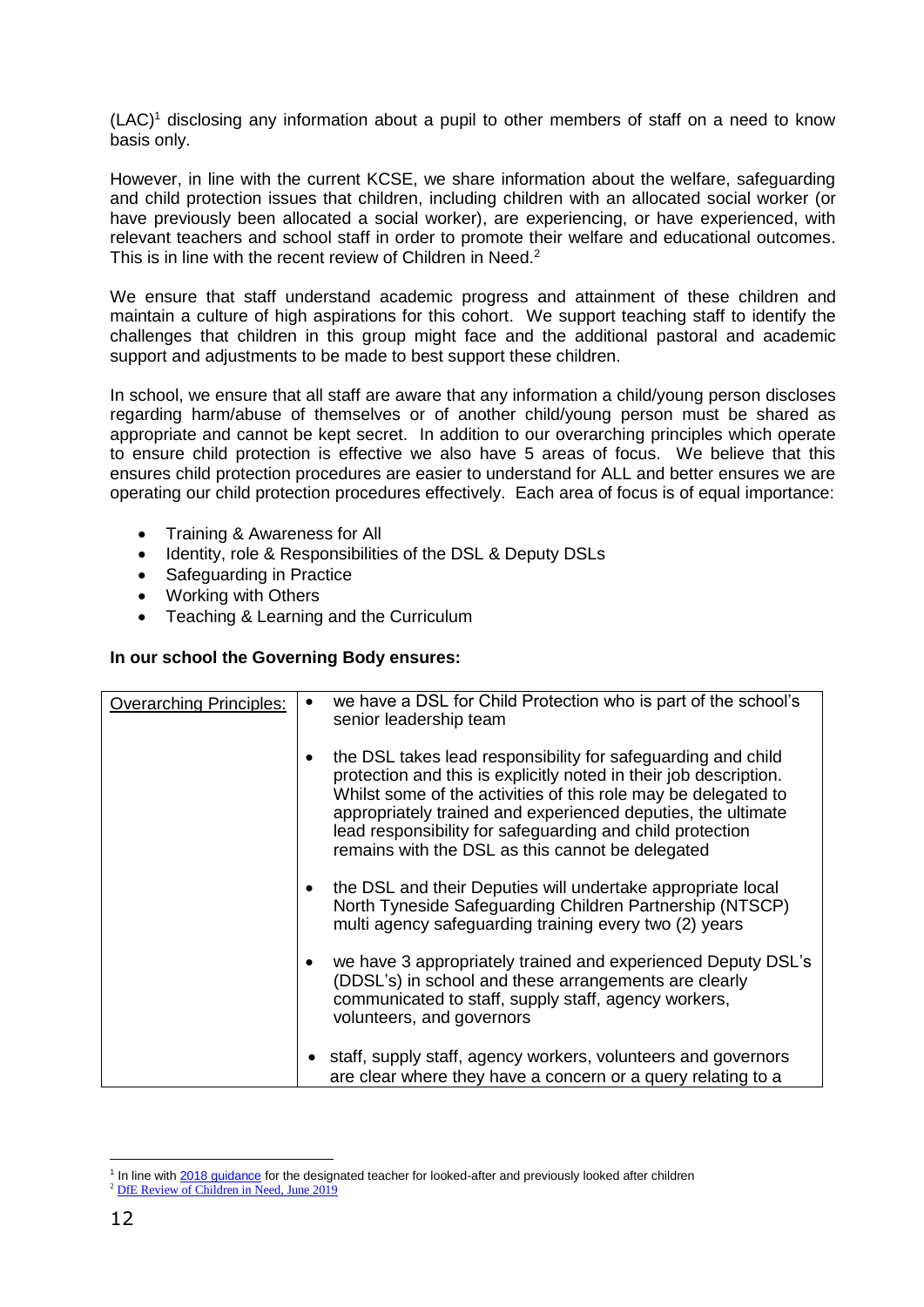(LAC)[1] disclosing any information about a pupil to other members of staff on a need to know basis only.

However, in line with the current KCSE, we share information about the welfare, safeguarding and child protection issues that children, including children with an allocated social worker (or have previously been allocated a social worker), are experiencing, or have experienced, with relevant teachers and school staff in order to promote their welfare and educational outcomes. This is in line with the recent review of Children in Need.[2]

We ensure that staff understand academic progress and attainment of these children and maintain a culture of high aspirations for this cohort. We support teaching staff to identify the challenges that children in this group might face and the additional pastoral and academic support and adjustments to be made to best support these children.

In school, we ensure that all staff are aware that any information a child/young person discloses regarding harm/abuse of themselves or of another child/young person must be shared as appropriate and cannot be kept secret. In addition to our overarching principles which operate to ensure child protection is effective we also have 5 areas of focus. We believe that this ensures child protection procedures are easier to understand for ALL and better ensures we are operating our child protection procedures effectively. Each area of focus is of equal importance:

- Training & Awareness for All
- Identity, role & Responsibilities of the DSL & Deputy DSLs
- Safeguarding in Practice
- Working with Others
- Teaching & Learning and the Curriculum

**In our school the Governing Body ensures:**

| Overarching Principles: | • we have a DSL for Child Protection who is part of the school's senior leadership team<br><br>• the DSL takes lead responsibility for safeguarding and child protection and this is explicitly noted in their job description. Whilst some of the activities of this role may be delegated to appropriately trained and experienced deputies, the ultimate lead responsibility for safeguarding and child protection remains with the DSL as this cannot be delegated<br><br>• the DSL and their Deputies will undertake appropriate local North Tyneside Safeguarding Children Partnership (NTSCP) multi agency safeguarding training every two (2) years<br><br>• we have 3 appropriately trained and experienced Deputy DSL's (DDSL's) in school and these arrangements are clearly communicated to staff, supply staff, agency workers, volunteers, and governors<br><br>• staff, supply staff, agency workers, volunteers and governors are clear where they have a concern or a query relating to a |
|---|---|

[1] In line with 2018 guidance for the designated teacher for looked-after and previously looked after children

[2] DfE Review of Children in Need, June 2019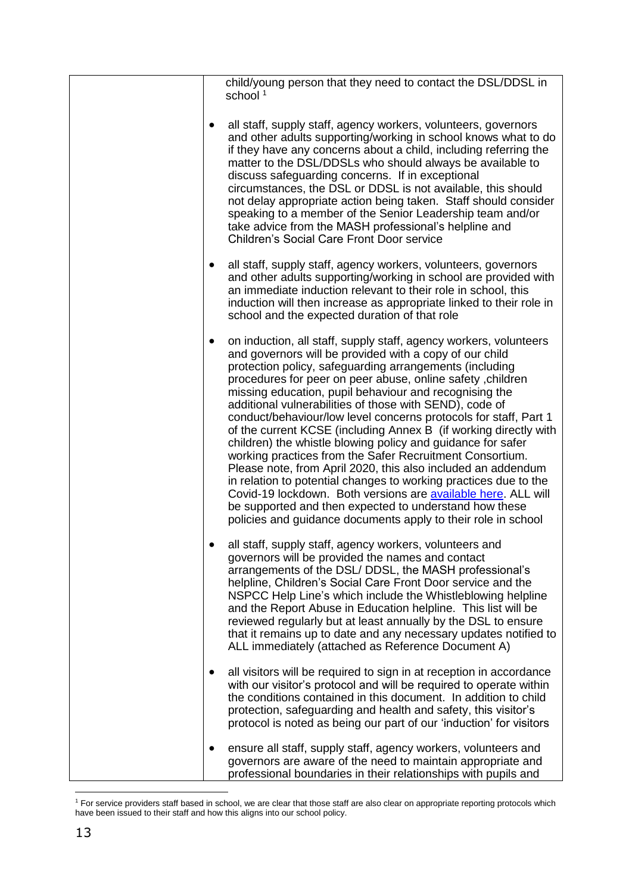| | child/young person that they need to contact the DSL/DDSL in school [1]<br><br>• all staff, supply staff, agency workers, volunteers, governors and other adults supporting/working in school knows what to do if they have any concerns about a child, including referring the matter to the DSL/DDSLs who should always be available to discuss safeguarding concerns. If in exceptional circumstances, the DSL or DDSL is not available, this should not delay appropriate action being taken. Staff should consider speaking to a member of the Senior Leadership team and/or take advice from the MASH professional's helpline and Children's Social Care Front Door service<br><br>• all staff, supply staff, agency workers, volunteers, governors and other adults supporting/working in school are provided with an immediate induction relevant to their role in school, this induction will then increase as appropriate linked to their role in school and the expected duration of that role<br><br>• on induction, all staff, supply staff, agency workers, volunteers and governors will be provided with a copy of our child protection policy, safeguarding arrangements (including procedures for peer on peer abuse, online safety ,children missing education, pupil behaviour and recognising the additional vulnerabilities of those with SEND), code of conduct/behaviour/low level concerns protocols for staff, Part 1 of the current KCSE (including Annex B (if working directly with children) the whistle blowing policy and guidance for safer working practices from the Safer Recruitment Consortium. Please note, from April 2020, this also included an addendum in relation to potential changes to working practices due to the Covid-19 lockdown. Both versions are available here. ALL will be supported and then expected to understand how these policies and guidance documents apply to their role in school<br><br>• all staff, supply staff, agency workers, volunteers and governors will be provided the names and contact arrangements of the DSL/ DDSL, the MASH professional's helpline, Children's Social Care Front Door service and the NSPCC Help Line's which include the Whistleblowing helpline and the Report Abuse in Education helpline. This list will be reviewed regularly but at least annually by the DSL to ensure that it remains up to date and any necessary updates notified to ALL immediately (attached as Reference Document A)<br><br>• all visitors will be required to sign in at reception in accordance with our visitor's protocol and will be required to operate within the conditions contained in this document. In addition to child protection, safeguarding and health and safety, this visitor's protocol is noted as being our part of our 'induction' for visitors<br><br>• ensure all staff, supply staff, agency workers, volunteers and governors are aware of the need to maintain appropriate and professional boundaries in their relationships with pupils and |
|---|---|

[1] For service providers staff based in school, we are clear that those staff are also clear on appropriate reporting protocols which have been issued to their staff and how this aligns into our school policy.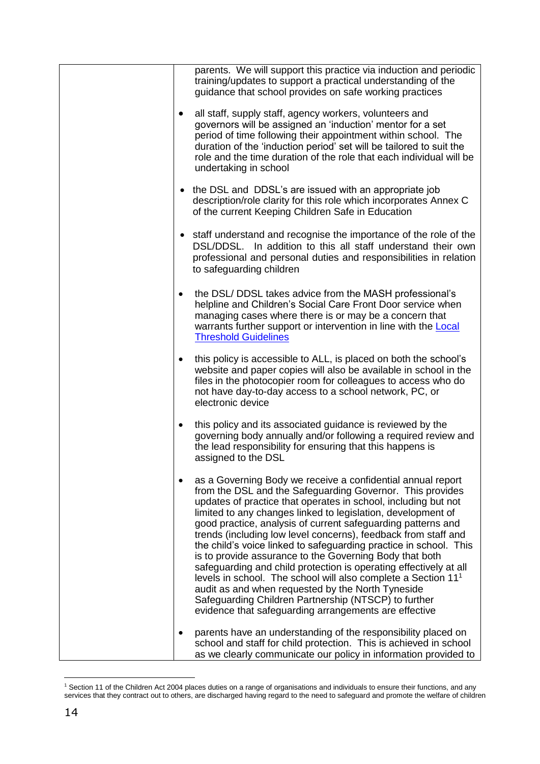| | parents. We will support this practice via induction and periodic training/updates to support a practical understanding of the guidance that school provides on safe working practices<br><br>• all staff, supply staff, agency workers, volunteers and governors will be assigned an 'induction' mentor for a set period of time following their appointment within school. The duration of the 'induction period' set will be tailored to suit the role and the time duration of the role that each individual will be undertaking in school<br><br>• the DSL and DDSL's are issued with an appropriate job description/role clarity for this role which incorporates Annex C of the current Keeping Children Safe in Education<br><br>• staff understand and recognise the importance of the role of the DSL/DDSL. In addition to this all staff understand their own professional and personal duties and responsibilities in relation to safeguarding children<br><br>• the DSL/ DDSL takes advice from the MASH professional's helpline and Children's Social Care Front Door service when managing cases where there is or may be a concern that warrants further support or intervention in line with the [Local Threshold Guidelines]<br><br>• this policy is accessible to ALL, is placed on both the school's website and paper copies will also be available in school in the files in the photocopier room for colleagues to access who do not have day-to-day access to a school network, PC, or electronic device<br><br>• this policy and its associated guidance is reviewed by the governing body annually and/or following a required review and the lead responsibility for ensuring that this happens is assigned to the DSL<br><br>• as a Governing Body we receive a confidential annual report from the DSL and the Safeguarding Governor. This provides updates of practice that operates in school, including but not limited to any changes linked to legislation, development of good practice, analysis of current safeguarding patterns and trends (including low level concerns), feedback from staff and the child's voice linked to safeguarding practice in school. This is to provide assurance to the Governing Body that both safeguarding and child protection is operating effectively at all levels in school. The school will also complete a Section 11[1] audit as and when requested by the North Tyneside Safeguarding Children Partnership (NTSCP) to further evidence that safeguarding arrangements are effective<br><br>• parents have an understanding of the responsibility placed on school and staff for child protection. This is achieved in school as we clearly communicate our policy in information provided to |

[1] Section 11 of the Children Act 2004 places duties on a range of organisations and individuals to ensure their functions, and any services that they contract out to others, are discharged having regard to the need to safeguard and promote the welfare of children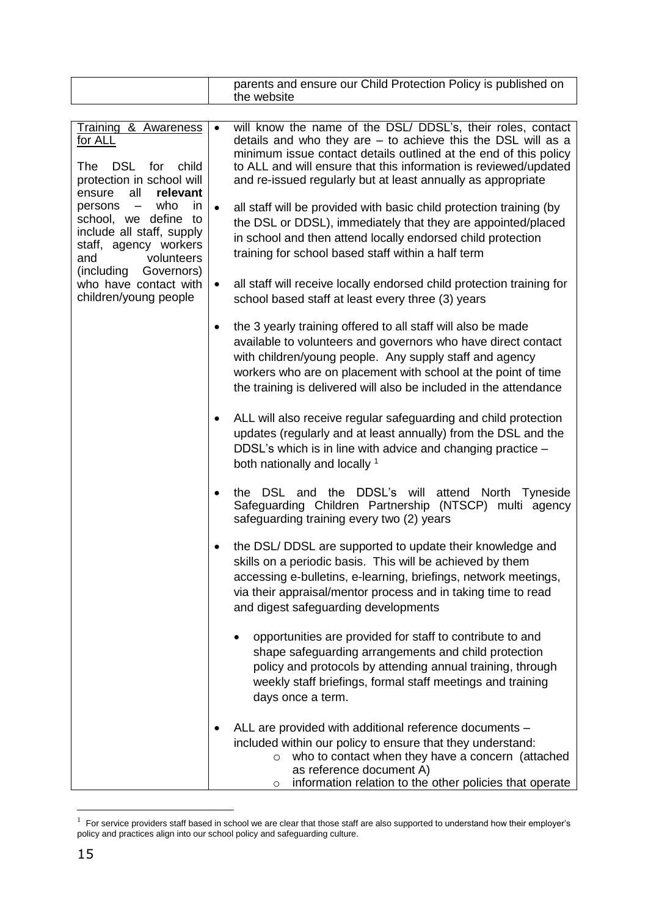| | parents and ensure our Child Protection Policy is published on the website |
|---|---|

| | |
|---|---|
| Training & Awareness for ALL<br><br>The DSL for child protection in school will ensure all **relevant** persons – who in school, we define to include all staff, supply staff, agency workers and volunteers (including Governors) who have contact with children/young people | • will know the name of the DSL/ DDSL's, their roles, contact details and who they are – to achieve this the DSL will as a minimum issue contact details outlined at the end of this policy to ALL and will ensure that this information is reviewed/updated and re-issued regularly but at least annually as appropriate<br><br>• all staff will be provided with basic child protection training (by the DSL or DDSL), immediately that they are appointed/placed in school and then attend locally endorsed child protection training for school based staff within a half term<br><br>• all staff will receive locally endorsed child protection training for school based staff at least every three (3) years<br><br>• the 3 yearly training offered to all staff will also be made available to volunteers and governors who have direct contact with children/young people. Any supply staff and agency workers who are on placement with school at the point of time the training is delivered will also be included in the attendance<br><br>• ALL will also receive regular safeguarding and child protection updates (regularly and at least annually) from the DSL and the DDSL's which is in line with advice and changing practice – both nationally and locally [1]<br><br>• the DSL and the DDSL's will attend North Tyneside Safeguarding Children Partnership (NTSCP) multi agency safeguarding training every two (2) years<br><br>• the DSL/ DDSL are supported to update their knowledge and skills on a periodic basis. This will be achieved by them accessing e-bulletins, e-learning, briefings, network meetings, via their appraisal/mentor process and in taking time to read and digest safeguarding developments<br><br>&nbsp;&nbsp;&nbsp;&nbsp;• opportunities are provided for staff to contribute to and shape safeguarding arrangements and child protection policy and protocols by attending annual training, through weekly staff briefings, formal staff meetings and training days once a term.<br><br>• ALL are provided with additional reference documents – included within our policy to ensure that they understand:<br>&nbsp;&nbsp;&nbsp;&nbsp;o who to contact when they have a concern (attached as reference document A)<br>&nbsp;&nbsp;&nbsp;&nbsp;o information relation to the other policies that operate |

[1] For service providers staff based in school we are clear that those staff are also supported to understand how their employer's policy and practices align into our school policy and safeguarding culture.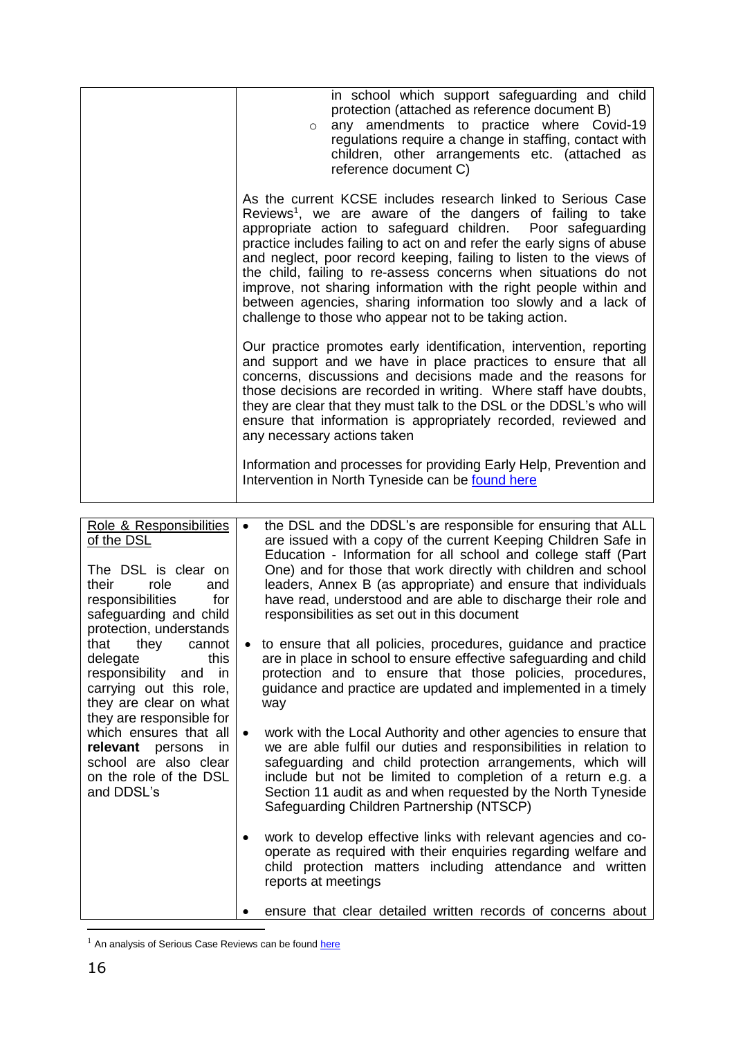| | |
|---|---|
| | in school which support safeguarding and child protection (attached as reference document B)<br>◦ any amendments to practice where Covid-19 regulations require a change in staffing, contact with children, other arrangements etc. (attached as reference document C)<br><br>As the current KCSE includes research linked to Serious Case Reviews[1], we are aware of the dangers of failing to take appropriate action to safeguard children. Poor safeguarding practice includes failing to act on and refer the early signs of abuse and neglect, poor record keeping, failing to listen to the views of the child, failing to re-assess concerns when situations do not improve, not sharing information with the right people within and between agencies, sharing information too slowly and a lack of challenge to those who appear not to be taking action.<br><br>Our practice promotes early identification, intervention, reporting and support and we have in place practices to ensure that all concerns, discussions and decisions made and the reasons for those decisions are recorded in writing. Where staff have doubts, they are clear that they must talk to the DSL or the DDSL's who will ensure that information is appropriately recorded, reviewed and any necessary actions taken<br><br>Information and processes for providing Early Help, Prevention and Intervention in North Tyneside can be [found here] |

| | |
|---|---|
| Role & Responsibilities of the DSL<br><br>The DSL is clear on their role and responsibilities for safeguarding and child protection, understands that they cannot delegate this responsibility and in carrying out this role, they are clear on what they are responsible for which ensures that all **relevant** persons in school are also clear on the role of the DSL and DDSL's | • the DSL and the DDSL's are responsible for ensuring that ALL are issued with a copy of the current Keeping Children Safe in Education - Information for all school and college staff (Part One) and for those that work directly with children and school leaders, Annex B (as appropriate) and ensure that individuals have read, understood and are able to discharge their role and responsibilities as set out in this document<br><br>• to ensure that all policies, procedures, guidance and practice are in place in school to ensure effective safeguarding and child protection and to ensure that those policies, procedures, guidance and practice are updated and implemented in a timely way<br><br>• work with the Local Authority and other agencies to ensure that we are able fulfil our duties and responsibilities in relation to safeguarding and child protection arrangements, which will include but not be limited to completion of a return e.g. a Section 11 audit as and when requested by the North Tyneside Safeguarding Children Partnership (NTSCP)<br><br>• work to develop effective links with relevant agencies and co-operate as required with their enquiries regarding welfare and child protection matters including attendance and written reports at meetings<br><br>• ensure that clear detailed written records of concerns about |

[1] An analysis of Serious Case Reviews can be found [here]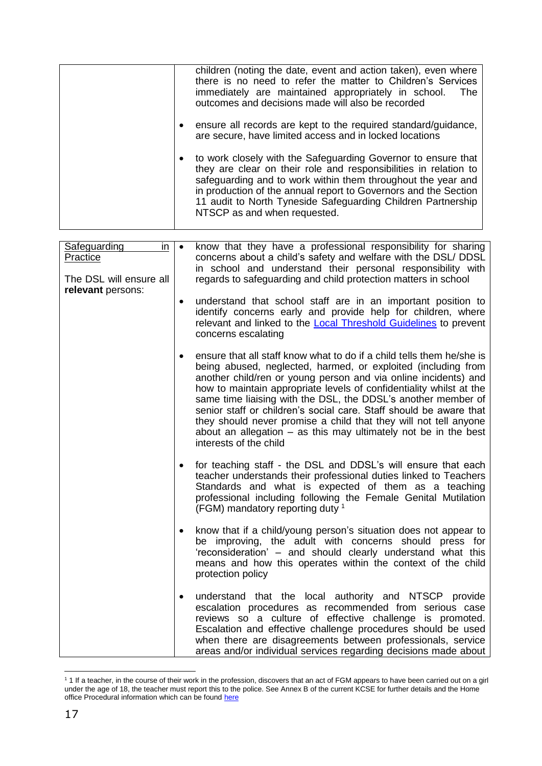| | |
|---|---|
| | children (noting the date, event and action taken), even where there is no need to refer the matter to Children's Services immediately are maintained appropriately in school. The outcomes and decisions made will also be recorded<br><br>• ensure all records are kept to the required standard/guidance, are secure, have limited access and in locked locations<br><br>• to work closely with the Safeguarding Governor to ensure that they are clear on their role and responsibilities in relation to safeguarding and to work within them throughout the year and in production of the annual report to Governors and the Section 11 audit to North Tyneside Safeguarding Children Partnership NTSCP as and when requested. |

| | |
|---|---|
| Safeguarding in Practice<br><br>The DSL will ensure all **relevant** persons: | • know that they have a professional responsibility for sharing concerns about a child's safety and welfare with the DSL/ DDSL in school and understand their personal responsibility with regards to safeguarding and child protection matters in school<br><br>• understand that school staff are in an important position to identify concerns early and provide help for children, where relevant and linked to the [Local Threshold Guidelines](#) to prevent concerns escalating<br><br>• ensure that all staff know what to do if a child tells them he/she is being abused, neglected, harmed, or exploited (including from another child/ren or young person and via online incidents) and how to maintain appropriate levels of confidentiality whilst at the same time liaising with the DSL, the DDSL's another member of senior staff or children's social care. Staff should be aware that they should never promise a child that they will not tell anyone about an allegation – as this may ultimately not be in the best interests of the child<br><br>• for teaching staff - the DSL and DDSL's will ensure that each teacher understands their professional duties linked to Teachers Standards and what is expected of them as a teaching professional including following the Female Genital Mutilation (FGM) mandatory reporting duty [1]<br><br>• know that if a child/young person's situation does not appear to be improving, the adult with concerns should press for 'reconsideration' – and should clearly understand what this means and how this operates within the context of the child protection policy<br><br>• understand that the local authority and NTSCP provide escalation procedures as recommended from serious case reviews so a culture of effective challenge is promoted. Escalation and effective challenge procedures should be used when there are disagreements between professionals, service areas and/or individual services regarding decisions made about |

[1] 1 If a teacher, in the course of their work in the profession, discovers that an act of FGM appears to have been carried out on a girl under the age of 18, the teacher must report this to the police. See Annex B of the current KCSE for further details and the Home office Procedural information which can be found [here](#)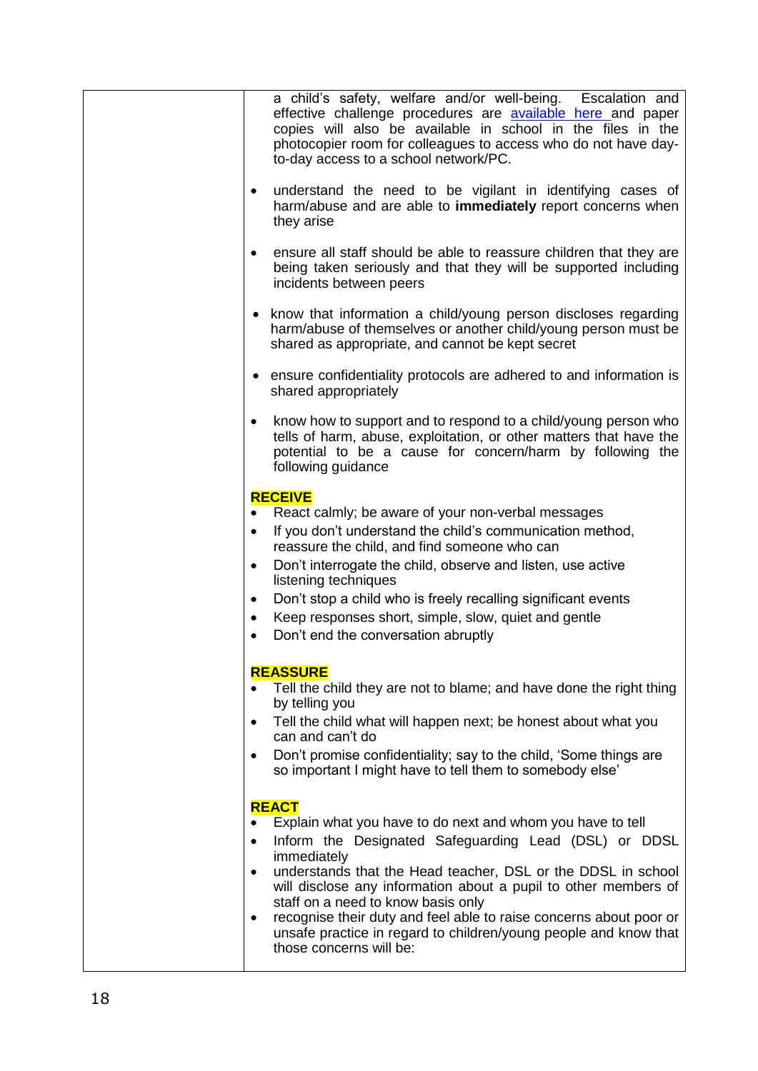| | |
|---|---|
| | a child's safety, welfare and/or well-being. Escalation and effective challenge procedures are [available here](#) and paper copies will also be available in school in the files in the photocopier room for colleagues to access who do not have day-to-day access to a school network/PC.<br><br>• understand the need to be vigilant in identifying cases of harm/abuse and are able to **immediately** report concerns when they arise<br><br>• ensure all staff should be able to reassure children that they are being taken seriously and that they will be supported including incidents between peers<br><br>• know that information a child/young person discloses regarding harm/abuse of themselves or another child/young person must be shared as appropriate, and cannot be kept secret<br><br>• ensure confidentiality protocols are adhered to and information is shared appropriately<br><br>• know how to support and to respond to a child/young person who tells of harm, abuse, exploitation, or other matters that have the potential to be a cause for concern/harm by following the following guidance<br><br>**RECEIVE**<br>• React calmly; be aware of your non-verbal messages<br>• If you don't understand the child's communication method, reassure the child, and find someone who can<br>• Don't interrogate the child, observe and listen, use active listening techniques<br>• Don't stop a child who is freely recalling significant events<br>• Keep responses short, simple, slow, quiet and gentle<br>• Don't end the conversation abruptly<br><br>**REASSURE**<br>• Tell the child they are not to blame; and have done the right thing by telling you<br>• Tell the child what will happen next; be honest about what you can and can't do<br>• Don't promise confidentiality; say to the child, 'Some things are so important I might have to tell them to somebody else'<br><br>**REACT**<br>• Explain what you have to do next and whom you have to tell<br>• Inform the Designated Safeguarding Lead (DSL) or DDSL immediately<br>• understands that the Head teacher, DSL or the DDSL in school will disclose any information about a pupil to other members of staff on a need to know basis only<br>• recognise their duty and feel able to raise concerns about poor or unsafe practice in regard to children/young people and know that those concerns will be: |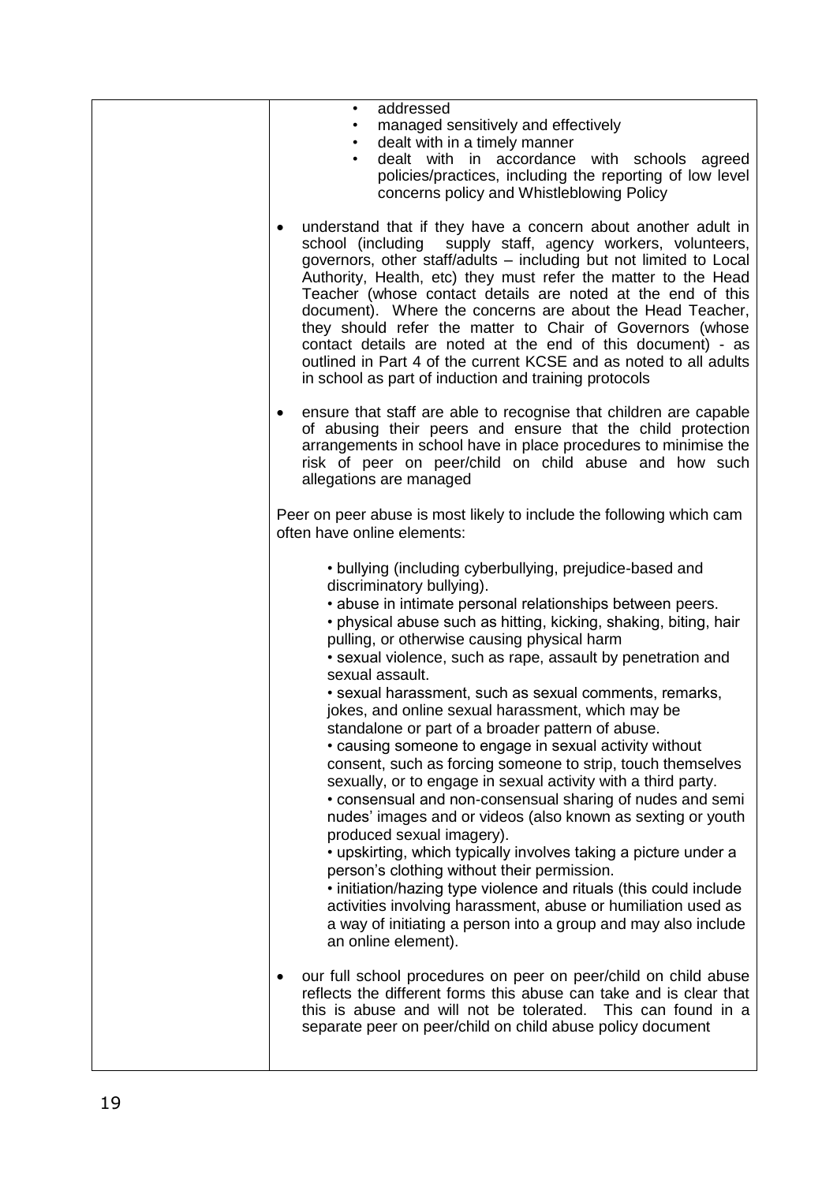| | |
|---|---|
| | • addressed<br>• managed sensitively and effectively<br>• dealt with in a timely manner<br>• dealt with in accordance with schools agreed policies/practices, including the reporting of low level concerns policy and Whistleblowing Policy<br><br>• understand that if they have a concern about another adult in school (including supply staff, agency workers, volunteers, governors, other staff/adults – including but not limited to Local Authority, Health, etc) they must refer the matter to the Head Teacher (whose contact details are noted at the end of this document). Where the concerns are about the Head Teacher, they should refer the matter to Chair of Governors (whose contact details are noted at the end of this document) - as outlined in Part 4 of the current KCSE and as noted to all adults in school as part of induction and training protocols<br><br>• ensure that staff are able to recognise that children are capable of abusing their peers and ensure that the child protection arrangements in school have in place procedures to minimise the risk of peer on peer/child on child abuse and how such allegations are managed<br><br>Peer on peer abuse is most likely to include the following which cam often have online elements:<br><br>• bullying (including cyberbullying, prejudice-based and discriminatory bullying).<br>• abuse in intimate personal relationships between peers.<br>• physical abuse such as hitting, kicking, shaking, biting, hair pulling, or otherwise causing physical harm<br>• sexual violence, such as rape, assault by penetration and sexual assault.<br>• sexual harassment, such as sexual comments, remarks, jokes, and online sexual harassment, which may be standalone or part of a broader pattern of abuse.<br>• causing someone to engage in sexual activity without consent, such as forcing someone to strip, touch themselves sexually, or to engage in sexual activity with a third party.<br>• consensual and non-consensual sharing of nudes and semi nudes' images and or videos (also known as sexting or youth produced sexual imagery).<br>• upskirting, which typically involves taking a picture under a person's clothing without their permission.<br>• initiation/hazing type violence and rituals (this could include activities involving harassment, abuse or humiliation used as a way of initiating a person into a group and may also include an online element).<br><br>• our full school procedures on peer on peer/child on child abuse reflects the different forms this abuse can take and is clear that this is abuse and will not be tolerated. This can found in a separate peer on peer/child on child abuse policy document |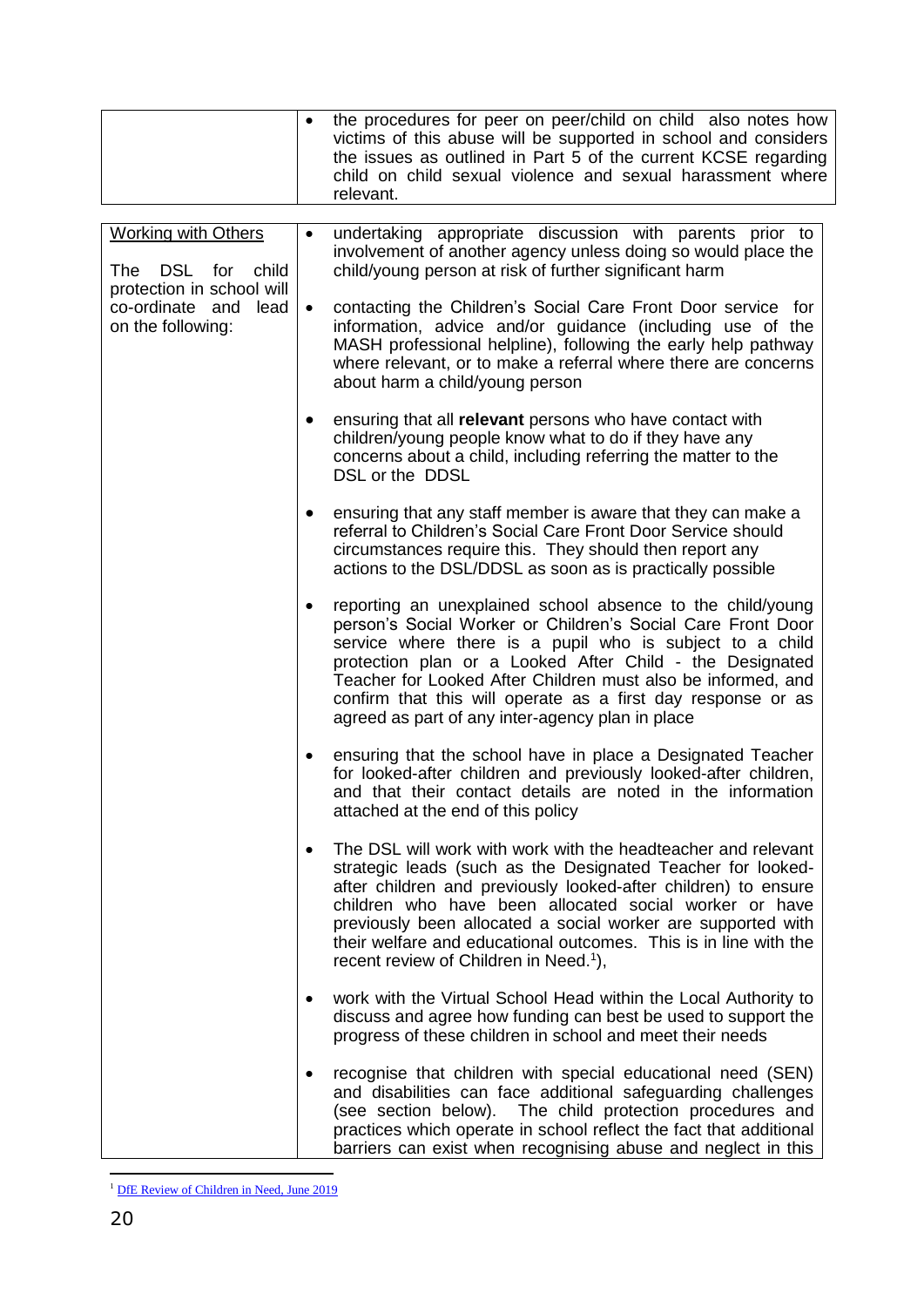| | |
|---|---|
| | • the procedures for peer on peer/child on child also notes how victims of this abuse will be supported in school and considers the issues as outlined in Part 5 of the current KCSE regarding child on child sexual violence and sexual harassment where relevant. |

| | |
|---|---|
| Working with Others<br><br>The DSL for child protection in school will co-ordinate and lead on the following: | • undertaking appropriate discussion with parents prior to involvement of another agency unless doing so would place the child/young person at risk of further significant harm<br><br>• contacting the Children's Social Care Front Door service for information, advice and/or guidance (including use of the MASH professional helpline), following the early help pathway where relevant, or to make a referral where there are concerns about harm a child/young person<br><br>• ensuring that all **relevant** persons who have contact with children/young people know what to do if they have any concerns about a child, including referring the matter to the DSL or the DDSL<br><br>• ensuring that any staff member is aware that they can make a referral to Children's Social Care Front Door Service should circumstances require this. They should then report any actions to the DSL/DDSL as soon as is practically possible<br><br>• reporting an unexplained school absence to the child/young person's Social Worker or Children's Social Care Front Door service where there is a pupil who is subject to a child protection plan or a Looked After Child - the Designated Teacher for Looked After Children must also be informed, and confirm that this will operate as a first day response or as agreed as part of any inter-agency plan in place<br><br>• ensuring that the school have in place a Designated Teacher for looked-after children and previously looked-after children, and that their contact details are noted in the information attached at the end of this policy<br><br>• The DSL will work with work with the headteacher and relevant strategic leads (such as the Designated Teacher for looked-after children and previously looked-after children) to ensure children who have been allocated social worker or have previously been allocated a social worker are supported with their welfare and educational outcomes. This is in line with the recent review of Children in Need.[1]),<br><br>• work with the Virtual School Head within the Local Authority to discuss and agree how funding can best be used to support the progress of these children in school and meet their needs<br><br>• recognise that children with special educational need (SEN) and disabilities can face additional safeguarding challenges (see section below). The child protection procedures and practices which operate in school reflect the fact that additional barriers can exist when recognising abuse and neglect in this |

[1] DfE Review of Children in Need, June 2019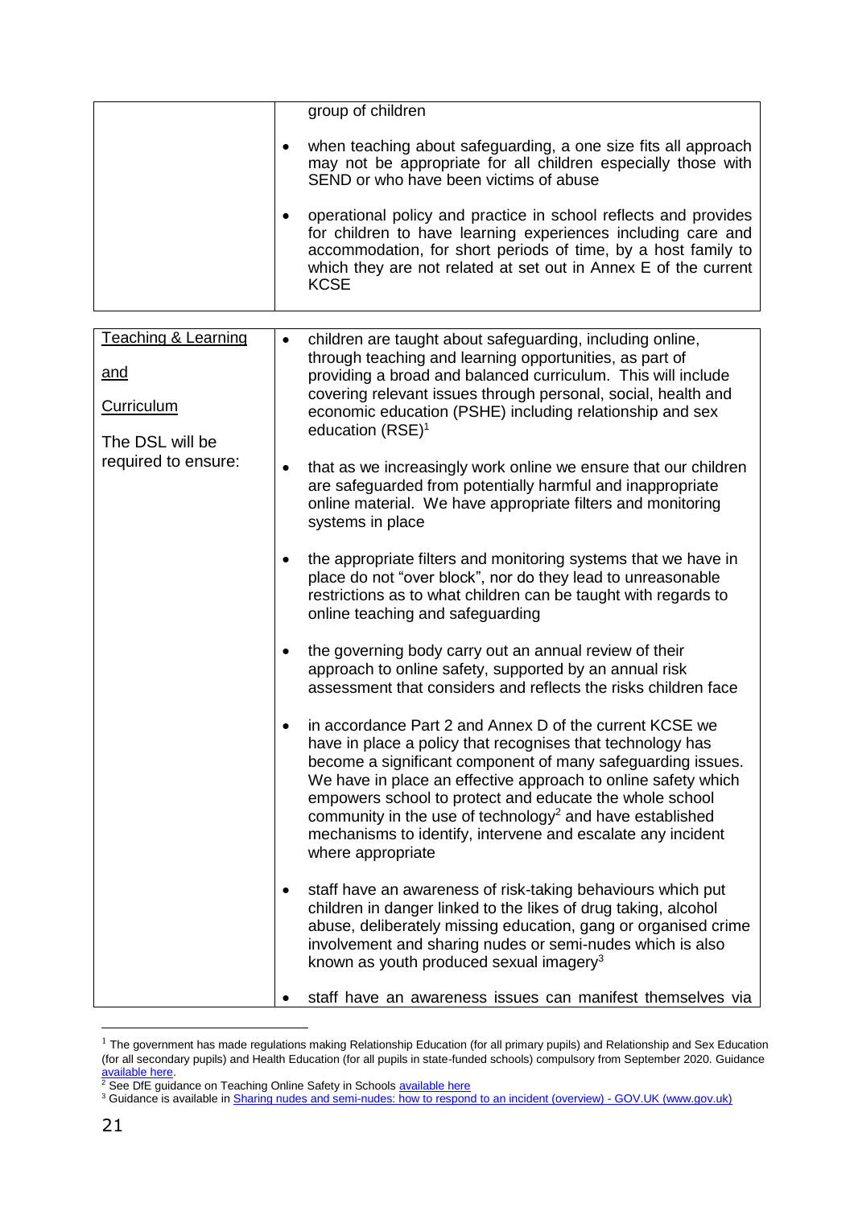| | |
|---|---|
| | group of children<br><br>• when teaching about safeguarding, a one size fits all approach may not be appropriate for all children especially those with SEND or who have been victims of abuse<br><br>• operational policy and practice in school reflects and provides for children to have learning experiences including care and accommodation, for short periods of time, by a host family to which they are not related at set out in Annex E of the current KCSE |

| | |
|---|---|
| Teaching & Learning<br><br>and<br><br>Curriculum<br><br>The DSL will be required to ensure: | • children are taught about safeguarding, including online, through teaching and learning opportunities, as part of providing a broad and balanced curriculum. This will include covering relevant issues through personal, social, health and economic education (PSHE) including relationship and sex education (RSE)[1]<br><br>• that as we increasingly work online we ensure that our children are safeguarded from potentially harmful and inappropriate online material. We have appropriate filters and monitoring systems in place<br><br>• the appropriate filters and monitoring systems that we have in place do not "over block", nor do they lead to unreasonable restrictions as to what children can be taught with regards to online teaching and safeguarding<br><br>• the governing body carry out an annual review of their approach to online safety, supported by an annual risk assessment that considers and reflects the risks children face<br><br>• in accordance Part 2 and Annex D of the current KCSE we have in place a policy that recognises that technology has become a significant component of many safeguarding issues. We have in place an effective approach to online safety which empowers school to protect and educate the whole school community in the use of technology[2] and have established mechanisms to identify, intervene and escalate any incident where appropriate<br><br>• staff have an awareness of risk-taking behaviours which put children in danger linked to the likes of drug taking, alcohol abuse, deliberately missing education, gang or organised crime involvement and sharing nudes or semi-nudes which is also known as youth produced sexual imagery[3]<br><br>• staff have an awareness issues can manifest themselves via |

[1] The government has made regulations making Relationship Education (for all primary pupils) and Relationship and Sex Education (for all secondary pupils) and Health Education (for all pupils in state-funded schools) compulsory from September 2020. Guidance available here.

[2] See DfE guidance on Teaching Online Safety in Schools available here

[3] Guidance is available in Sharing nudes and semi-nudes: how to respond to an incident (overview) - GOV.UK (www.gov.uk)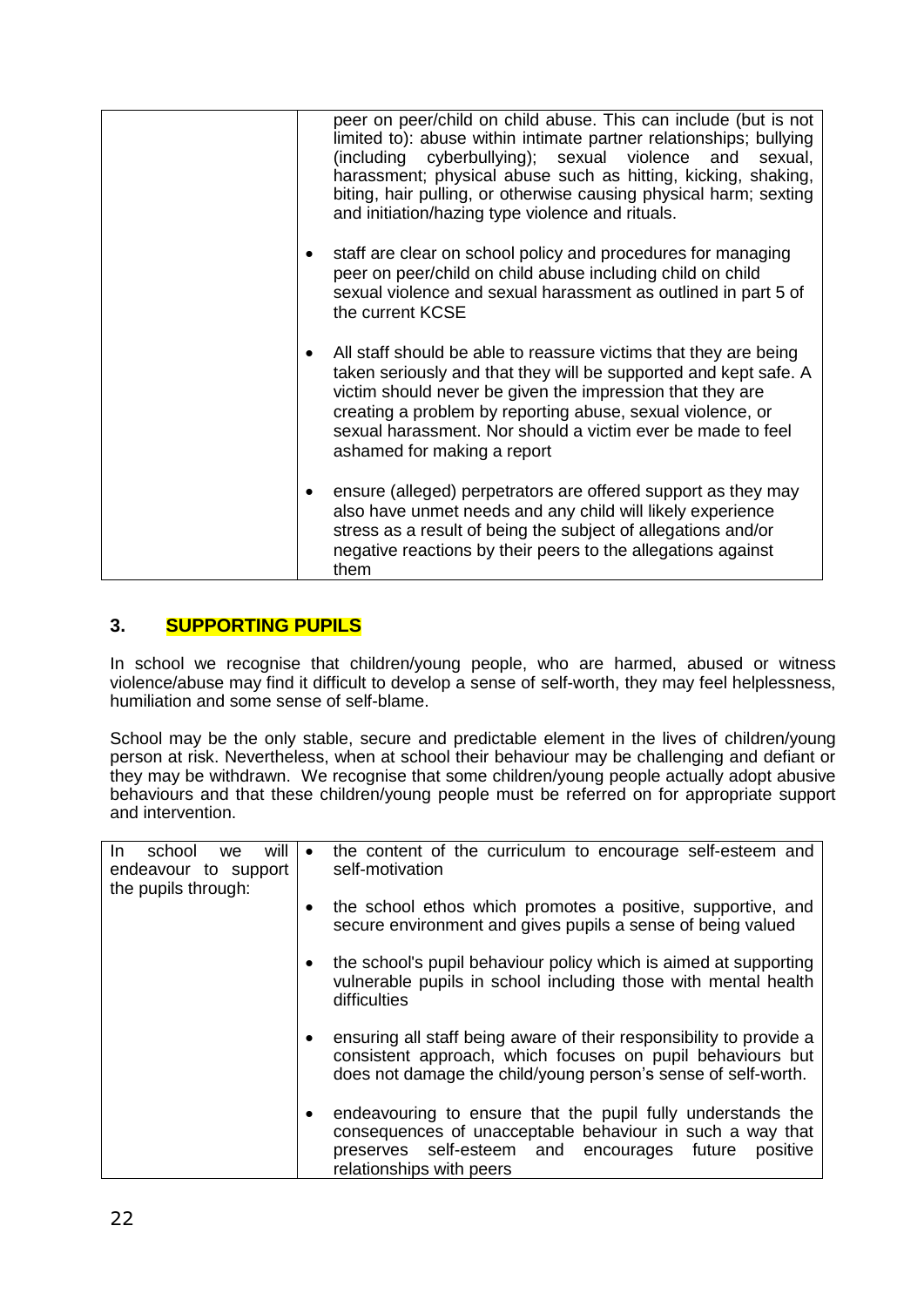| | |
|---|---|
| | peer on peer/child on child abuse. This can include (but is not limited to): abuse within intimate partner relationships; bullying (including cyberbullying); sexual violence and sexual, harassment; physical abuse such as hitting, kicking, shaking, biting, hair pulling, or otherwise causing physical harm; sexting and initiation/hazing type violence and rituals. <br><br>• staff are clear on school policy and procedures for managing peer on peer/child on child abuse including child on child sexual violence and sexual harassment as outlined in part 5 of the current KCSE <br><br>• All staff should be able to reassure victims that they are being taken seriously and that they will be supported and kept safe. A victim should never be given the impression that they are creating a problem by reporting abuse, sexual violence, or sexual harassment. Nor should a victim ever be made to feel ashamed for making a report <br><br>• ensure (alleged) perpetrators are offered support as they may also have unmet needs and any child will likely experience stress as a result of being the subject of allegations and/or negative reactions by their peers to the allegations against them |

## 3. SUPPORTING PUPILS

In school we recognise that children/young people, who are harmed, abused or witness violence/abuse may find it difficult to develop a sense of self-worth, they may feel helplessness, humiliation and some sense of self-blame.

School may be the only stable, secure and predictable element in the lives of children/young person at risk. Nevertheless, when at school their behaviour may be challenging and defiant or they may be withdrawn. We recognise that some children/young people actually adopt abusive behaviours and that these children/young people must be referred on for appropriate support and intervention.

| | |
|---|---|
| In school we will endeavour to support the pupils through: | • the content of the curriculum to encourage self-esteem and self-motivation <br><br>• the school ethos which promotes a positive, supportive, and secure environment and gives pupils a sense of being valued <br><br>• the school's pupil behaviour policy which is aimed at supporting vulnerable pupils in school including those with mental health difficulties <br><br>• ensuring all staff being aware of their responsibility to provide a consistent approach, which focuses on pupil behaviours but does not damage the child/young person's sense of self-worth. <br><br>• endeavouring to ensure that the pupil fully understands the consequences of unacceptable behaviour in such a way that preserves self-esteem and encourages future positive relationships with peers |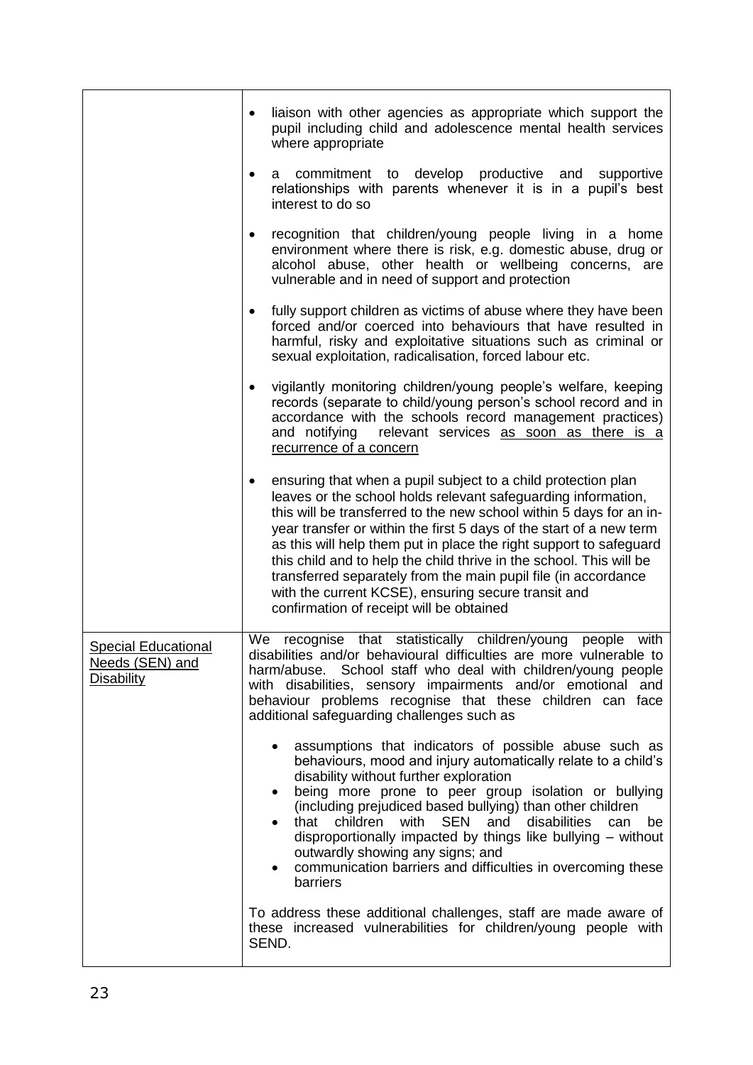| | |
|---|---|
| | • liaison with other agencies as appropriate which support the pupil including child and adolescence mental health services where appropriate<br><br>• a commitment to develop productive and supportive relationships with parents whenever it is in a pupil's best interest to do so<br><br>• recognition that children/young people living in a home environment where there is risk, e.g. domestic abuse, drug or alcohol abuse, other health or wellbeing concerns, are vulnerable and in need of support and protection<br><br>• fully support children as victims of abuse where they have been forced and/or coerced into behaviours that have resulted in harmful, risky and exploitative situations such as criminal or sexual exploitation, radicalisation, forced labour etc.<br><br>• vigilantly monitoring children/young people's welfare, keeping records (separate to child/young person's school record and in accordance with the schools record management practices) and notifying relevant services <u>as soon as there is a recurrence of a concern</u><br><br>• ensuring that when a pupil subject to a child protection plan leaves or the school holds relevant safeguarding information, this will be transferred to the new school within 5 days for an in-year transfer or within the first 5 days of the start of a new term as this will help them put in place the right support to safeguard this child and to help the child thrive in the school. This will be transferred separately from the main pupil file (in accordance with the current KCSE), ensuring secure transit and confirmation of receipt will be obtained |
| <u>Special Educational Needs (SEN) and Disability</u> | We recognise that statistically children/young people with disabilities and/or behavioural difficulties are more vulnerable to harm/abuse. School staff who deal with children/young people with disabilities, sensory impairments and/or emotional and behaviour problems recognise that these children can face additional safeguarding challenges such as<br><br>• assumptions that indicators of possible abuse such as behaviours, mood and injury automatically relate to a child's disability without further exploration<br>• being more prone to peer group isolation or bullying (including prejudiced based bullying) than other children<br>• that children with SEN and disabilities can be disproportionally impacted by things like bullying – without outwardly showing any signs; and<br>• communication barriers and difficulties in overcoming these barriers<br><br>To address these additional challenges, staff are made aware of these increased vulnerabilities for children/young people with SEND. |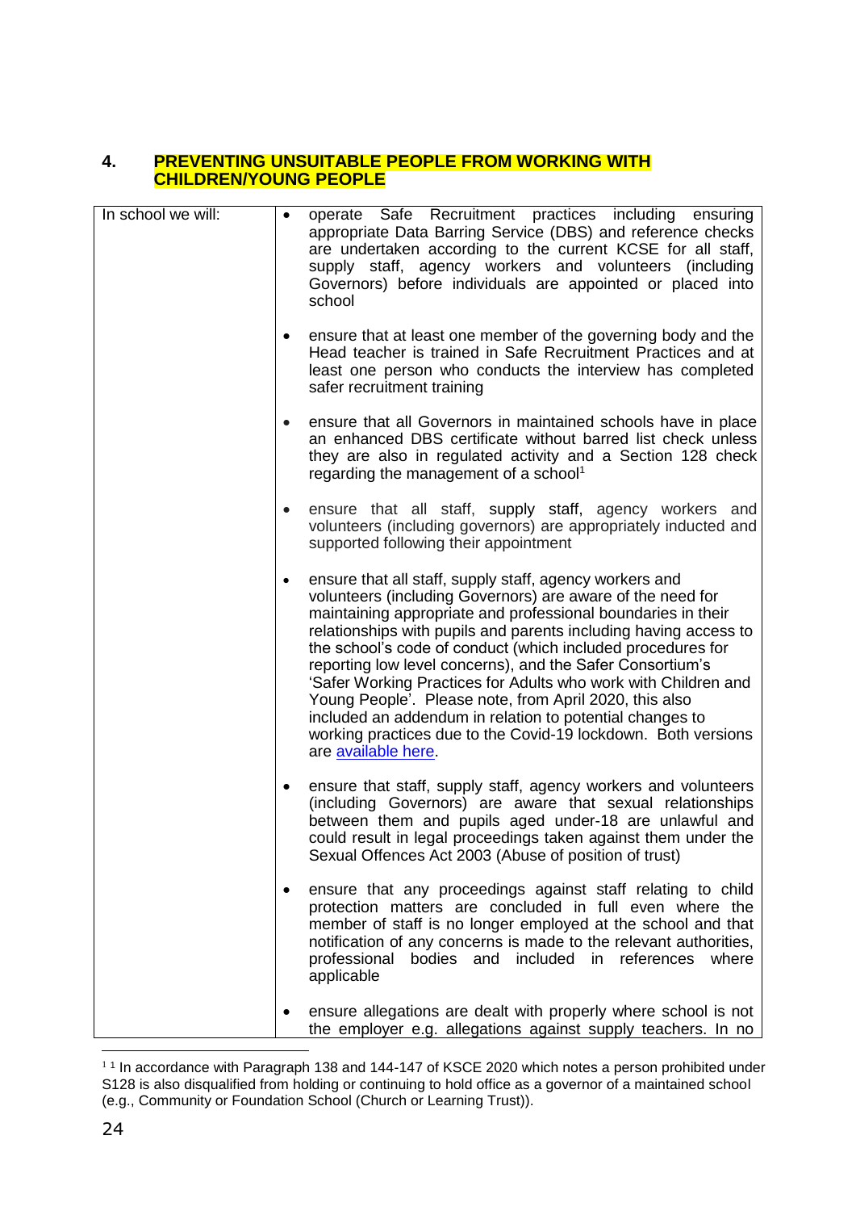## 4. PREVENTING UNSUITABLE PEOPLE FROM WORKING WITH CHILDREN/YOUNG PEOPLE

| In school we will: | |
|---|---|
| | • operate Safe Recruitment practices including ensuring appropriate Data Barring Service (DBS) and reference checks are undertaken according to the current KCSE for all staff, supply staff, agency workers and volunteers (including Governors) before individuals are appointed or placed into school<br><br>• ensure that at least one member of the governing body and the Head teacher is trained in Safe Recruitment Practices and at least one person who conducts the interview has completed safer recruitment training<br><br>• ensure that all Governors in maintained schools have in place an enhanced DBS certificate without barred list check unless they are also in regulated activity and a Section 128 check regarding the management of a school[1]<br><br>• ensure that all staff, supply staff, agency workers and volunteers (including governors) are appropriately inducted and supported following their appointment<br><br>• ensure that all staff, supply staff, agency workers and volunteers (including Governors) are aware of the need for maintaining appropriate and professional boundaries in their relationships with pupils and parents including having access to the school's code of conduct (which included procedures for reporting low level concerns), and the Safer Consortium's 'Safer Working Practices for Adults who work with Children and Young People'. Please note, from April 2020, this also included an addendum in relation to potential changes to working practices due to the Covid-19 lockdown. Both versions are [available here](#).<br><br>• ensure that staff, supply staff, agency workers and volunteers (including Governors) are aware that sexual relationships between them and pupils aged under-18 are unlawful and could result in legal proceedings taken against them under the Sexual Offences Act 2003 (Abuse of position of trust)<br><br>• ensure that any proceedings against staff relating to child protection matters are concluded in full even where the member of staff is no longer employed at the school and that notification of any concerns is made to the relevant authorities, professional bodies and included in references where applicable<br><br>• ensure allegations are dealt with properly where school is not the employer e.g. allegations against supply teachers. In no |

[1] In accordance with Paragraph 138 and 144-147 of KSCE 2020 which notes a person prohibited under S128 is also disqualified from holding or continuing to hold office as a governor of a maintained school (e.g., Community or Foundation School (Church or Learning Trust)).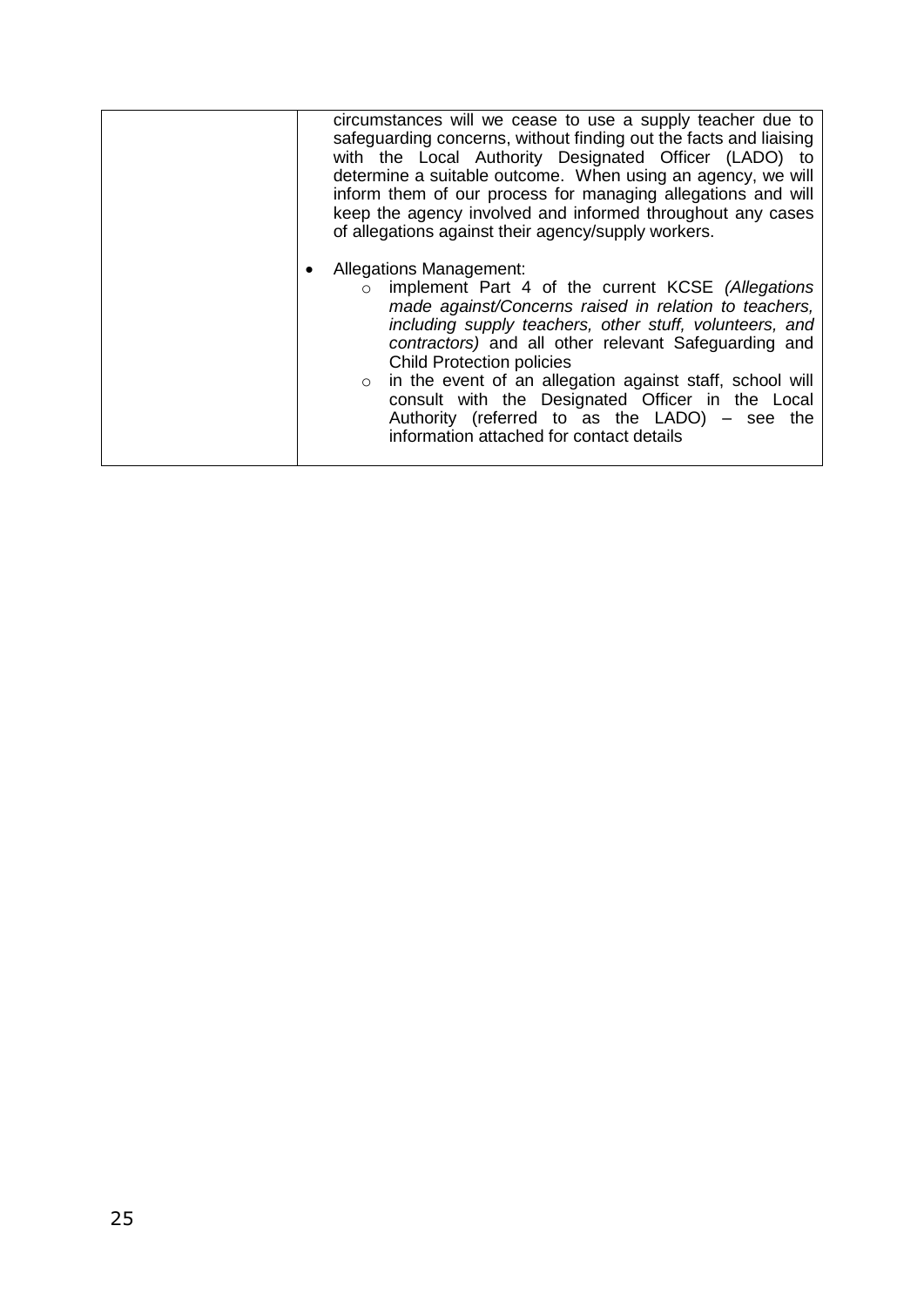| | |
|---|---|
| | circumstances will we cease to use a supply teacher due to safeguarding concerns, without finding out the facts and liaising with the Local Authority Designated Officer (LADO) to determine a suitable outcome. When using an agency, we will inform them of our process for managing allegations and will keep the agency involved and informed throughout any cases of allegations against their agency/supply workers.<br><br>• Allegations Management:<br>&nbsp;&nbsp;&nbsp;&nbsp;○ implement Part 4 of the current KCSE *(Allegations made against/Concerns raised in relation to teachers, including supply teachers, other stuff, volunteers, and contractors)* and all other relevant Safeguarding and Child Protection policies<br>&nbsp;&nbsp;&nbsp;&nbsp;○ in the event of an allegation against staff, school will consult with the Designated Officer in the Local Authority (referred to as the LADO) – see the information attached for contact details |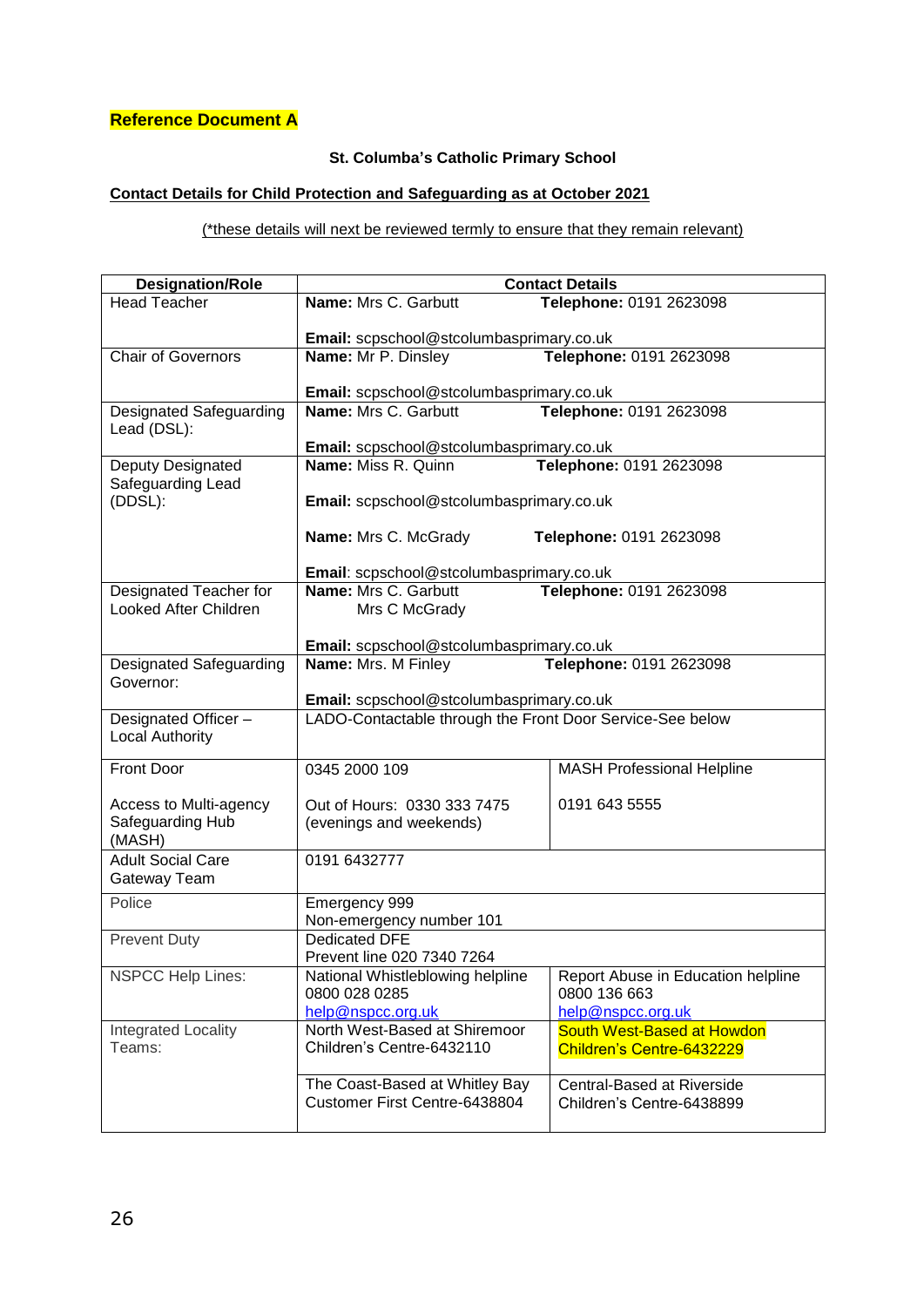**Reference Document A**

**St. Columba's Catholic Primary School**

**Contact Details for Child Protection and Safeguarding as at October 2021**

(*these details will next be reviewed termly to ensure that they remain relevant)

| Designation/Role | Contact Details | |
|---|---|---|
| Head Teacher | **Name:** Mrs C. Garbutt<br><br>**Email:** scpschool@stcolumbasprimary.co.uk | **Telephone:** 0191 2623098 |
| Chair of Governors | **Name:** Mr P. Dinsley<br><br>**Email:** scpschool@stcolumbasprimary.co.uk | **Telephone:** 0191 2623098 |
| Designated Safeguarding Lead (DSL): | **Name:** Mrs C. Garbutt<br><br>**Email:** scpschool@stcolumbasprimary.co.uk | **Telephone:** 0191 2623098 |
| Deputy Designated Safeguarding Lead (DDSL): | **Name:** Miss R. Quinn<br><br>**Email:** scpschool@stcolumbasprimary.co.uk<br><br>**Name:** Mrs C. McGrady<br><br>**Email**: scpschool@stcolumbasprimary.co.uk | **Telephone:** 0191 2623098<br><br><br><br>**Telephone:** 0191 2623098 |
| Designated Teacher for Looked After Children | **Name:** Mrs C. Garbutt<br>Mrs C McGrady<br><br>**Email:** scpschool@stcolumbasprimary.co.uk | **Telephone:** 0191 2623098 |
| Designated Safeguarding Governor: | **Name:** Mrs. M Finley<br><br>**Email:** scpschool@stcolumbasprimary.co.uk | **Telephone:** 0191 2623098 |
| Designated Officer – Local Authority | LADO-Contactable through the Front Door Service-See below | |
| Front Door<br><br>Access to Multi-agency Safeguarding Hub (MASH) | 0345 2000 109<br><br>Out of Hours: 0330 333 7475 (evenings and weekends) | MASH Professional Helpline<br><br>0191 643 5555 |
| Adult Social Care Gateway Team | 0191 6432777 | |
| Police | Emergency 999<br>Non-emergency number 101 | |
| Prevent Duty | Dedicated DFE<br>Prevent line 020 7340 7264 | |
| NSPCC Help Lines: | National Whistleblowing helpline<br>0800 028 0285<br>help@nspcc.org.uk | Report Abuse in Education helpline<br>0800 136 663<br>help@nspcc.org.uk |
| Integrated Locality Teams: | North West-Based at Shiremoor Children's Centre-6432110<br><br>The Coast-Based at Whitley Bay Customer First Centre-6438804 | South West-Based at Howdon Children's Centre-6432229<br><br>Central-Based at Riverside Children's Centre-6438899 |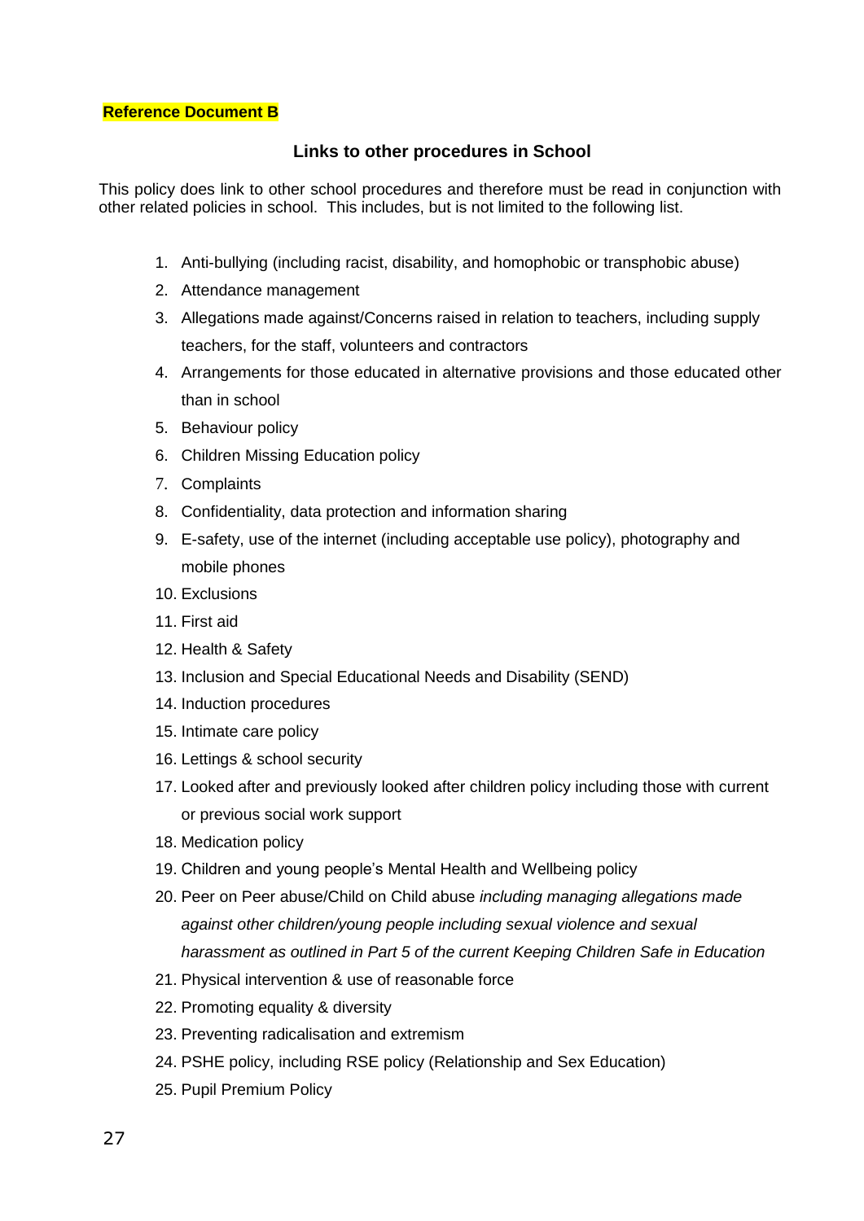**Reference Document B**

## Links to other procedures in School

This policy does link to other school procedures and therefore must be read in conjunction with other related policies in school. This includes, but is not limited to the following list.

1. Anti-bullying (including racist, disability, and homophobic or transphobic abuse)
2. Attendance management
3. Allegations made against/Concerns raised in relation to teachers, including supply teachers, for the staff, volunteers and contractors
4. Arrangements for those educated in alternative provisions and those educated other than in school
5. Behaviour policy
6. Children Missing Education policy
7. Complaints
8. Confidentiality, data protection and information sharing
9. E-safety, use of the internet (including acceptable use policy), photography and mobile phones
10. Exclusions
11. First aid
12. Health & Safety
13. Inclusion and Special Educational Needs and Disability (SEND)
14. Induction procedures
15. Intimate care policy
16. Lettings & school security
17. Looked after and previously looked after children policy including those with current or previous social work support
18. Medication policy
19. Children and young people's Mental Health and Wellbeing policy
20. Peer on Peer abuse/Child on Child abuse *including managing allegations made against other children/young people including sexual violence and sexual harassment as outlined in Part 5 of the current Keeping Children Safe in Education*
21. Physical intervention & use of reasonable force
22. Promoting equality & diversity
23. Preventing radicalisation and extremism
24. PSHE policy, including RSE policy (Relationship and Sex Education)
25. Pupil Premium Policy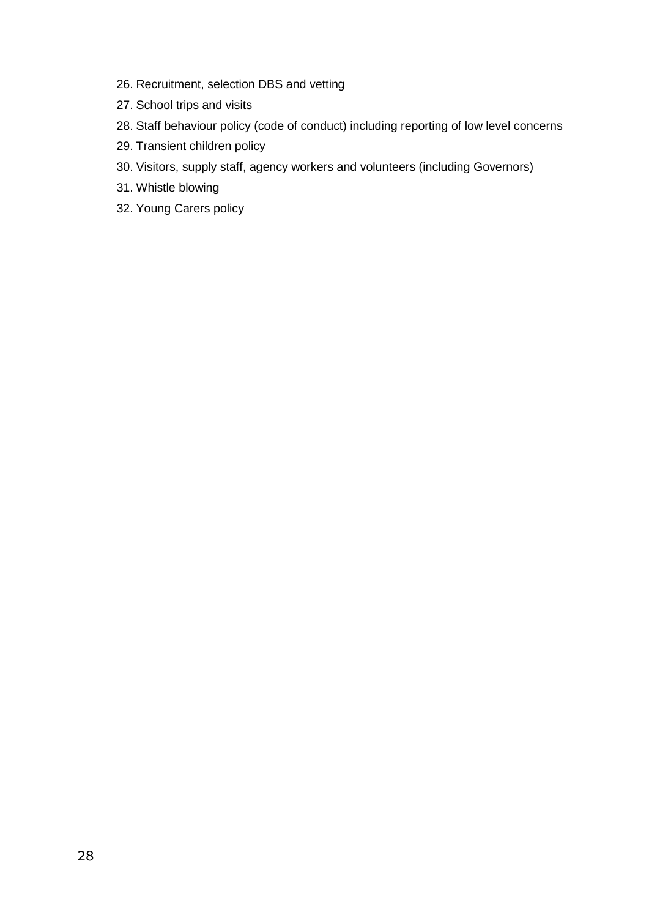26. Recruitment, selection DBS and vetting
27. School trips and visits
28. Staff behaviour policy (code of conduct) including reporting of low level concerns
29. Transient children policy
30. Visitors, supply staff, agency workers and volunteers (including Governors)
31. Whistle blowing
32. Young Carers policy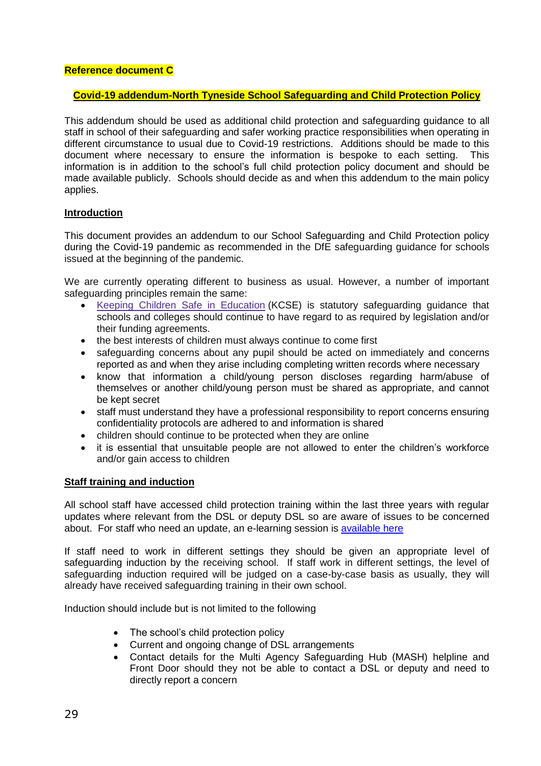**Reference document C**

## Covid-19 addendum-North Tyneside School Safeguarding and Child Protection Policy

This addendum should be used as additional child protection and safeguarding guidance to all staff in school of their safeguarding and safer working practice responsibilities when operating in different circumstance to usual due to Covid-19 restrictions. Additions should be made to this document where necessary to ensure the information is bespoke to each setting. This information is in addition to the school's full child protection policy document and should be made available publicly. Schools should decide as and when this addendum to the main policy applies.

### Introduction

This document provides an addendum to our School Safeguarding and Child Protection policy during the Covid-19 pandemic as recommended in the DfE safeguarding guidance for schools issued at the beginning of the pandemic.

We are currently operating different to business as usual. However, a number of important safeguarding principles remain the same:

- Keeping Children Safe in Education (KCSE) is statutory safeguarding guidance that schools and colleges should continue to have regard to as required by legislation and/or their funding agreements.
- the best interests of children must always continue to come first
- safeguarding concerns about any pupil should be acted on immediately and concerns reported as and when they arise including completing written records where necessary
- know that information a child/young person discloses regarding harm/abuse of themselves or another child/young person must be shared as appropriate, and cannot be kept secret
- staff must understand they have a professional responsibility to report concerns ensuring confidentiality protocols are adhered to and information is shared
- children should continue to be protected when they are online
- it is essential that unsuitable people are not allowed to enter the children's workforce and/or gain access to children

### Staff training and induction

All school staff have accessed child protection training within the last three years with regular updates where relevant from the DSL or deputy DSL so are aware of issues to be concerned about. For staff who need an update, an e-learning session is available here

If staff need to work in different settings they should be given an appropriate level of safeguarding induction by the receiving school. If staff work in different settings, the level of safeguarding induction required will be judged on a case-by-case basis as usually, they will already have received safeguarding training in their own school.

Induction should include but is not limited to the following

- The school's child protection policy
- Current and ongoing change of DSL arrangements
- Contact details for the Multi Agency Safeguarding Hub (MASH) helpline and Front Door should they not be able to contact a DSL or deputy and need to directly report a concern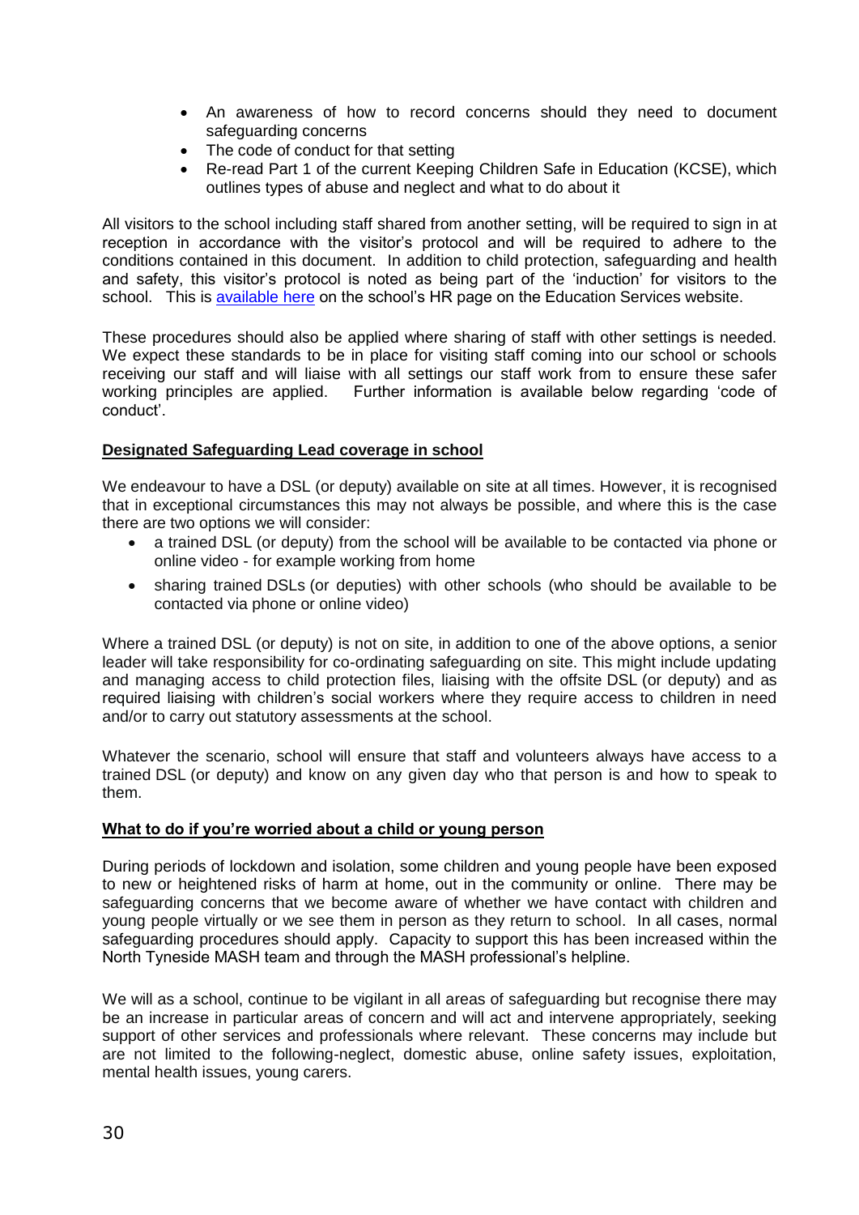- An awareness of how to record concerns should they need to document safeguarding concerns
- The code of conduct for that setting
- Re-read Part 1 of the current Keeping Children Safe in Education (KCSE), which outlines types of abuse and neglect and what to do about it

All visitors to the school including staff shared from another setting, will be required to sign in at reception in accordance with the visitor's protocol and will be required to adhere to the conditions contained in this document. In addition to child protection, safeguarding and health and safety, this visitor's protocol is noted as being part of the 'induction' for visitors to the school. This is available here on the school's HR page on the Education Services website.

These procedures should also be applied where sharing of staff with other settings is needed. We expect these standards to be in place for visiting staff coming into our school or schools receiving our staff and will liaise with all settings our staff work from to ensure these safer working principles are applied. Further information is available below regarding 'code of conduct'.

**Designated Safeguarding Lead coverage in school**

We endeavour to have a DSL (or deputy) available on site at all times. However, it is recognised that in exceptional circumstances this may not always be possible, and where this is the case there are two options we will consider:

- a trained DSL (or deputy) from the school will be available to be contacted via phone or online video - for example working from home
- sharing trained DSLs (or deputies) with other schools (who should be available to be contacted via phone or online video)

Where a trained DSL (or deputy) is not on site, in addition to one of the above options, a senior leader will take responsibility for co-ordinating safeguarding on site. This might include updating and managing access to child protection files, liaising with the offsite DSL (or deputy) and as required liaising with children's social workers where they require access to children in need and/or to carry out statutory assessments at the school.

Whatever the scenario, school will ensure that staff and volunteers always have access to a trained DSL (or deputy) and know on any given day who that person is and how to speak to them.

**What to do if you're worried about a child or young person**

During periods of lockdown and isolation, some children and young people have been exposed to new or heightened risks of harm at home, out in the community or online. There may be safeguarding concerns that we become aware of whether we have contact with children and young people virtually or we see them in person as they return to school. In all cases, normal safeguarding procedures should apply. Capacity to support this has been increased within the North Tyneside MASH team and through the MASH professional's helpline.

We will as a school, continue to be vigilant in all areas of safeguarding but recognise there may be an increase in particular areas of concern and will act and intervene appropriately, seeking support of other services and professionals where relevant. These concerns may include but are not limited to the following-neglect, domestic abuse, online safety issues, exploitation, mental health issues, young carers.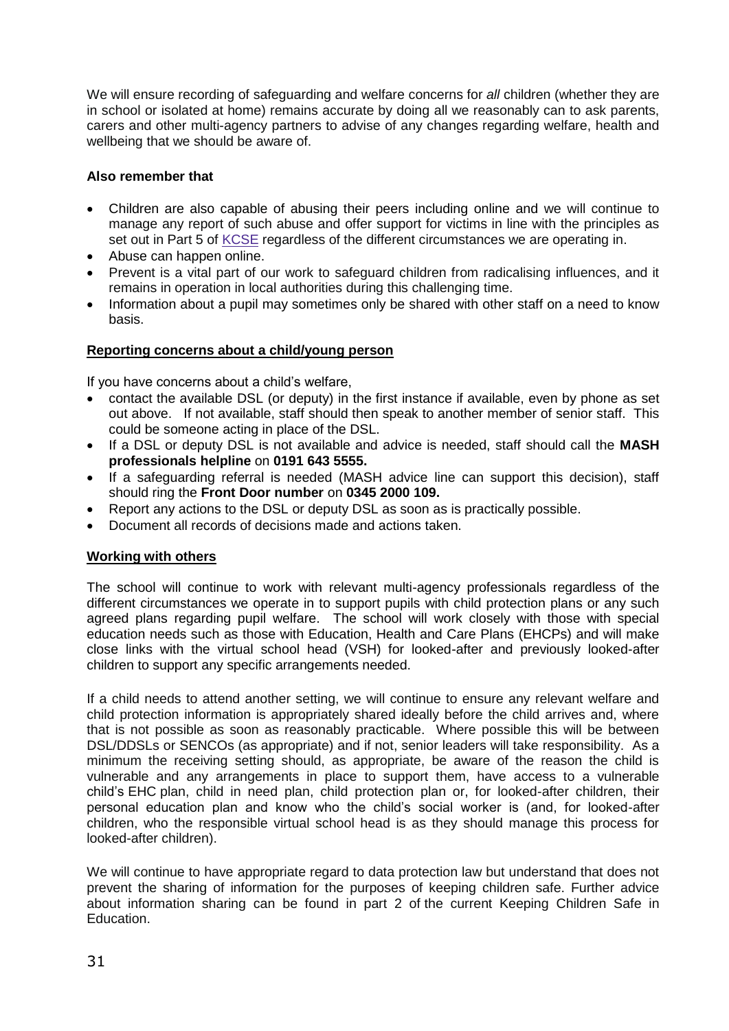We will ensure recording of safeguarding and welfare concerns for *all* children (whether they are in school or isolated at home) remains accurate by doing all we reasonably can to ask parents, carers and other multi-agency partners to advise of any changes regarding welfare, health and wellbeing that we should be aware of.

**Also remember that**

- Children are also capable of abusing their peers including online and we will continue to manage any report of such abuse and offer support for victims in line with the principles as set out in Part 5 of KCSE regardless of the different circumstances we are operating in.
- Abuse can happen online.
- Prevent is a vital part of our work to safeguard children from radicalising influences, and it remains in operation in local authorities during this challenging time.
- Information about a pupil may sometimes only be shared with other staff on a need to know basis.

**Reporting concerns about a child/young person**

If you have concerns about a child's welfare,

- contact the available DSL (or deputy) in the first instance if available, even by phone as set out above. If not available, staff should then speak to another member of senior staff. This could be someone acting in place of the DSL.
- If a DSL or deputy DSL is not available and advice is needed, staff should call the **MASH professionals helpline** on **0191 643 5555.**
- If a safeguarding referral is needed (MASH advice line can support this decision), staff should ring the **Front Door number** on **0345 2000 109.**
- Report any actions to the DSL or deputy DSL as soon as is practically possible.
- Document all records of decisions made and actions taken.

**Working with others**

The school will continue to work with relevant multi-agency professionals regardless of the different circumstances we operate in to support pupils with child protection plans or any such agreed plans regarding pupil welfare. The school will work closely with those with special education needs such as those with Education, Health and Care Plans (EHCPs) and will make close links with the virtual school head (VSH) for looked-after and previously looked-after children to support any specific arrangements needed.

If a child needs to attend another setting, we will continue to ensure any relevant welfare and child protection information is appropriately shared ideally before the child arrives and, where that is not possible as soon as reasonably practicable. Where possible this will be between DSL/DDSLs or SENCOs (as appropriate) and if not, senior leaders will take responsibility. As a minimum the receiving setting should, as appropriate, be aware of the reason the child is vulnerable and any arrangements in place to support them, have access to a vulnerable child's EHC plan, child in need plan, child protection plan or, for looked-after children, their personal education plan and know who the child's social worker is (and, for looked-after children, who the responsible virtual school head is as they should manage this process for looked-after children).

We will continue to have appropriate regard to data protection law but understand that does not prevent the sharing of information for the purposes of keeping children safe. Further advice about information sharing can be found in part 2 of the current Keeping Children Safe in Education.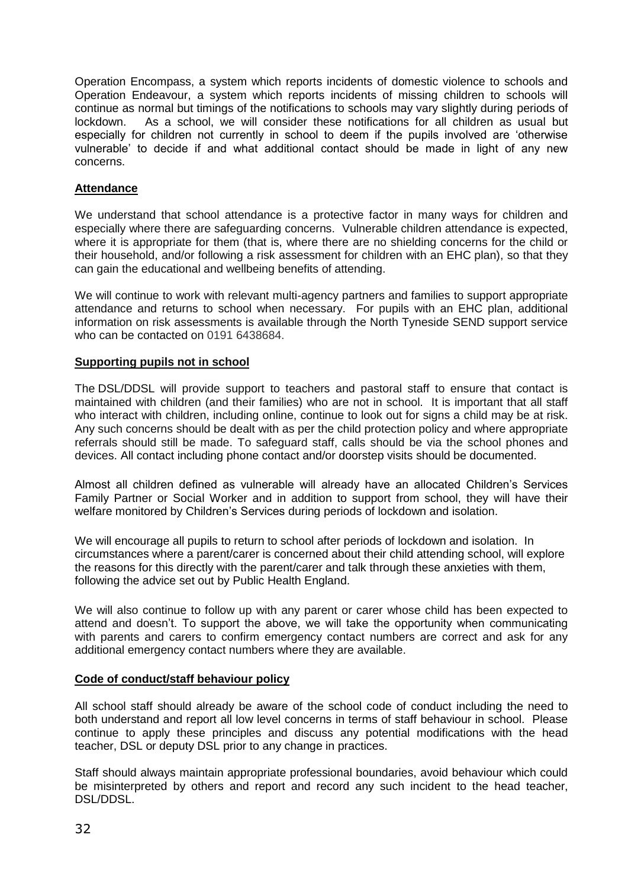Operation Encompass, a system which reports incidents of domestic violence to schools and Operation Endeavour, a system which reports incidents of missing children to schools will continue as normal but timings of the notifications to schools may vary slightly during periods of lockdown. As a school, we will consider these notifications for all children as usual but especially for children not currently in school to deem if the pupils involved are 'otherwise vulnerable' to decide if and what additional contact should be made in light of any new concerns.

## Attendance

We understand that school attendance is a protective factor in many ways for children and especially where there are safeguarding concerns. Vulnerable children attendance is expected, where it is appropriate for them (that is, where there are no shielding concerns for the child or their household, and/or following a risk assessment for children with an EHC plan), so that they can gain the educational and wellbeing benefits of attending.

We will continue to work with relevant multi-agency partners and families to support appropriate attendance and returns to school when necessary. For pupils with an EHC plan, additional information on risk assessments is available through the North Tyneside SEND support service who can be contacted on 0191 6438684.

## Supporting pupils not in school

The DSL/DDSL will provide support to teachers and pastoral staff to ensure that contact is maintained with children (and their families) who are not in school. It is important that all staff who interact with children, including online, continue to look out for signs a child may be at risk. Any such concerns should be dealt with as per the child protection policy and where appropriate referrals should still be made. To safeguard staff, calls should be via the school phones and devices. All contact including phone contact and/or doorstep visits should be documented.

Almost all children defined as vulnerable will already have an allocated Children's Services Family Partner or Social Worker and in addition to support from school, they will have their welfare monitored by Children's Services during periods of lockdown and isolation.

We will encourage all pupils to return to school after periods of lockdown and isolation. In circumstances where a parent/carer is concerned about their child attending school, will explore the reasons for this directly with the parent/carer and talk through these anxieties with them, following the advice set out by Public Health England.

We will also continue to follow up with any parent or carer whose child has been expected to attend and doesn't. To support the above, we will take the opportunity when communicating with parents and carers to confirm emergency contact numbers are correct and ask for any additional emergency contact numbers where they are available.

## Code of conduct/staff behaviour policy

All school staff should already be aware of the school code of conduct including the need to both understand and report all low level concerns in terms of staff behaviour in school. Please continue to apply these principles and discuss any potential modifications with the head teacher, DSL or deputy DSL prior to any change in practices.

Staff should always maintain appropriate professional boundaries, avoid behaviour which could be misinterpreted by others and report and record any such incident to the head teacher, DSL/DDSL.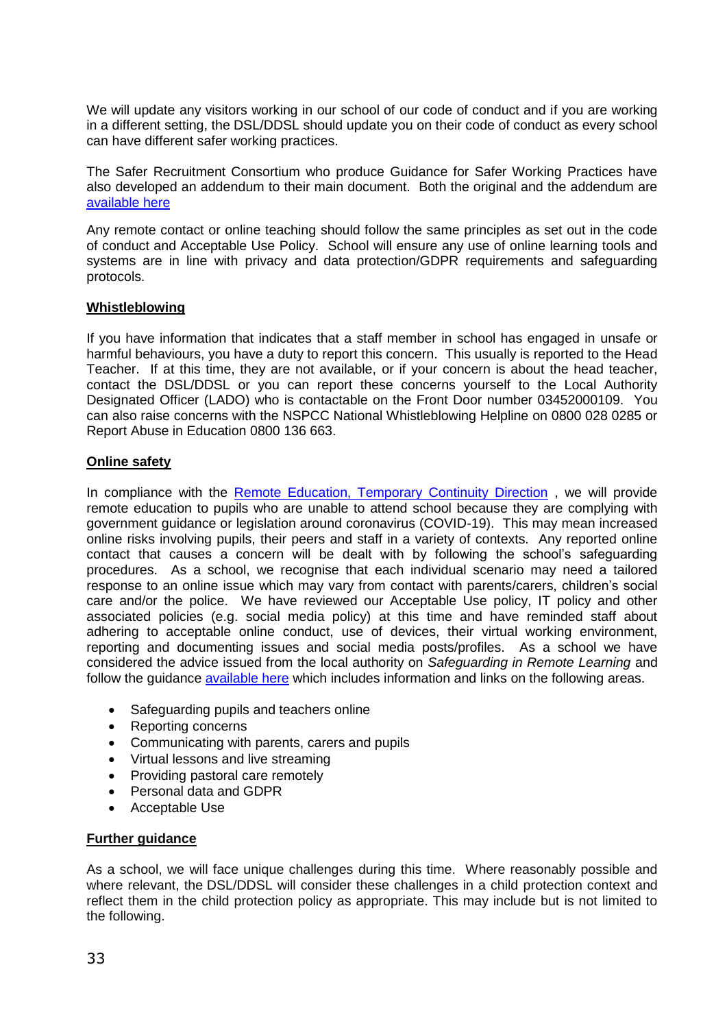We will update any visitors working in our school of our code of conduct and if you are working in a different setting, the DSL/DDSL should update you on their code of conduct as every school can have different safer working practices.

The Safer Recruitment Consortium who produce Guidance for Safer Working Practices have also developed an addendum to their main document. Both the original and the addendum are [available here]()

Any remote contact or online teaching should follow the same principles as set out in the code of conduct and Acceptable Use Policy. School will ensure any use of online learning tools and systems are in line with privacy and data protection/GDPR requirements and safeguarding protocols.

**Whistleblowing**

If you have information that indicates that a staff member in school has engaged in unsafe or harmful behaviours, you have a duty to report this concern. This usually is reported to the Head Teacher. If at this time, they are not available, or if your concern is about the head teacher, contact the DSL/DDSL or you can report these concerns yourself to the Local Authority Designated Officer (LADO) who is contactable on the Front Door number 03452000109. You can also raise concerns with the NSPCC National Whistleblowing Helpline on 0800 028 0285 or Report Abuse in Education 0800 136 663.

**Online safety**

In compliance with the [Remote Education, Temporary Continuity Direction]() , we will provide remote education to pupils who are unable to attend school because they are complying with government guidance or legislation around coronavirus (COVID-19). This may mean increased online risks involving pupils, their peers and staff in a variety of contexts. Any reported online contact that causes a concern will be dealt with by following the school's safeguarding procedures. As a school, we recognise that each individual scenario may need a tailored response to an online issue which may vary from contact with parents/carers, children's social care and/or the police. We have reviewed our Acceptable Use policy, IT policy and other associated policies (e.g. social media policy) at this time and have reminded staff about adhering to acceptable online conduct, use of devices, their virtual working environment, reporting and documenting issues and social media posts/profiles. As a school we have considered the advice issued from the local authority on *Safeguarding in Remote Learning* and follow the guidance [available here]() which includes information and links on the following areas.

- Safeguarding pupils and teachers online
- Reporting concerns
- Communicating with parents, carers and pupils
- Virtual lessons and live streaming
- Providing pastoral care remotely
- Personal data and GDPR
- Acceptable Use

**Further guidance**

As a school, we will face unique challenges during this time. Where reasonably possible and where relevant, the DSL/DDSL will consider these challenges in a child protection context and reflect them in the child protection policy as appropriate. This may include but is not limited to the following.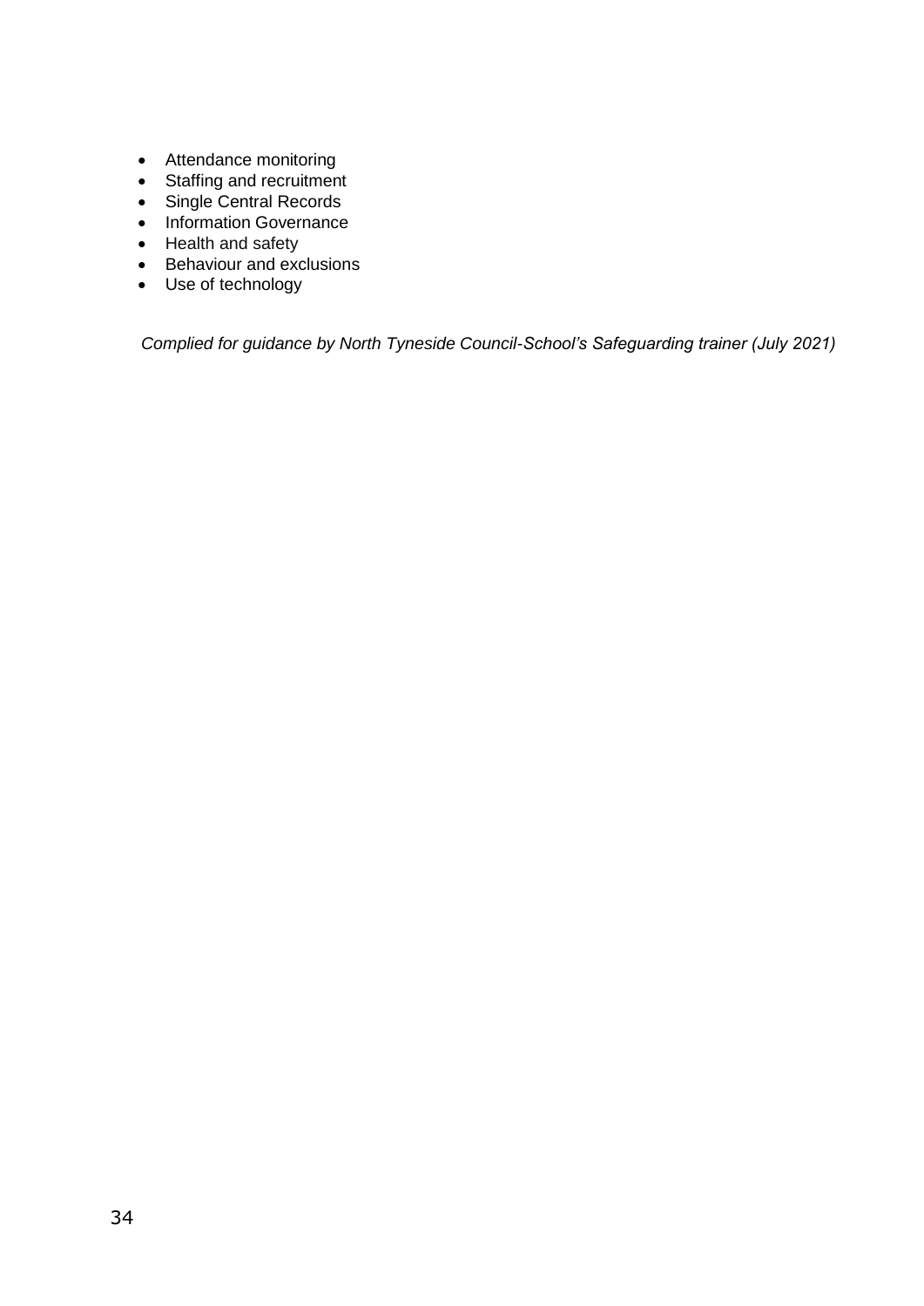- Attendance monitoring
- Staffing and recruitment
- Single Central Records
- Information Governance
- Health and safety
- Behaviour and exclusions
- Use of technology

*Complied for guidance by North Tyneside Council-School's Safeguarding trainer (July 2021)*